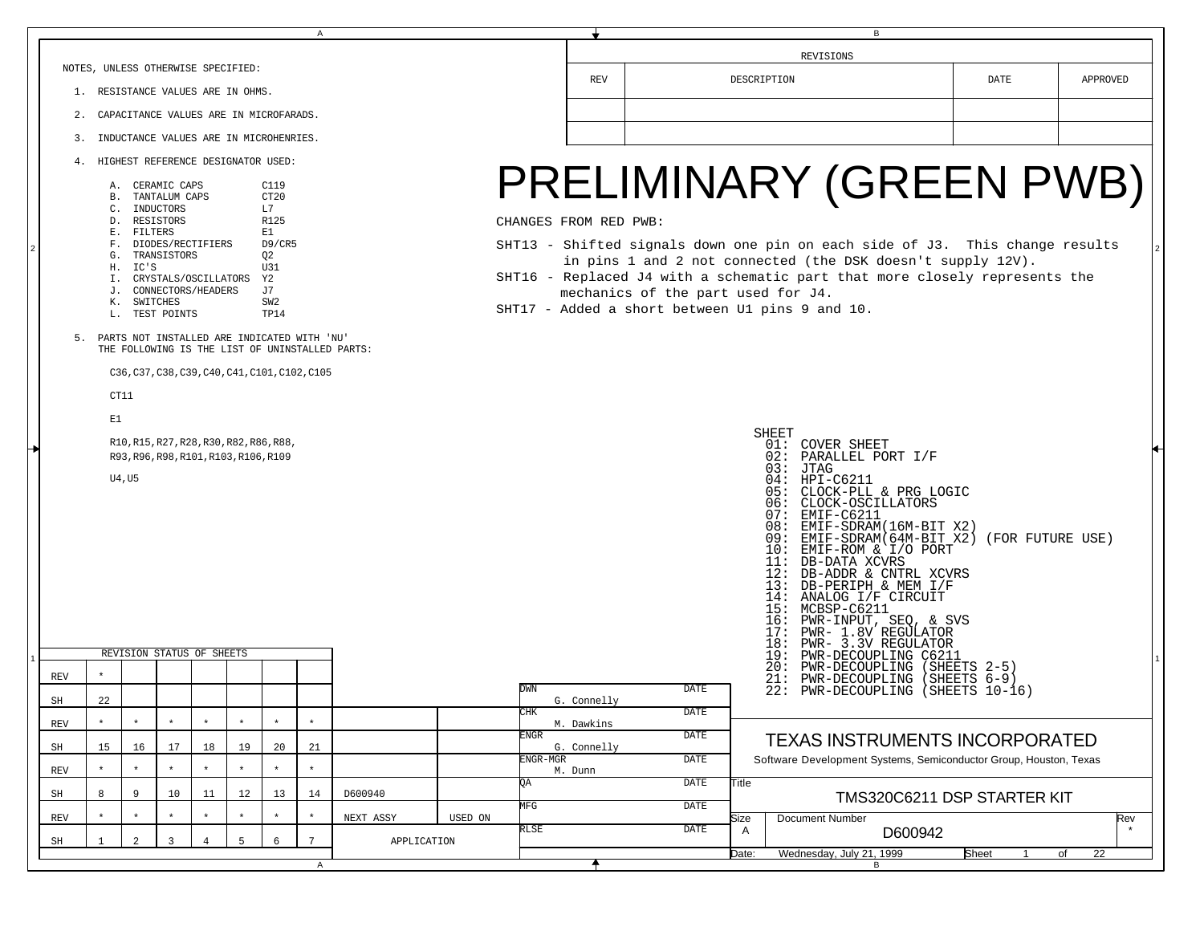NOTES, UNLESS OTHERWISE SPECIFIED:

1. RESISTANCE VALUES ARE IN OHMS.
2. CAPACITANCE VALUES ARE IN MICROFARADS.
3. INDUCTANCE VALUES ARE IN MICROHENRIES.
4. HIGHEST REFERENCE DESIGNATOR USED:

| | | |
|---|---|---|
| A. | CERAMIC CAPS | C119 |
| B. | TANTALUM CAPS | CT20 |
| C. | INDUCTORS | L7 |
| D. | RESISTORS | R125 |
| E. | FILTERS | E1 |
| F. | DIODES/RECTIFIERS | D9/CR5 |
| G. | TRANSISTORS | Q2 |
| H. | IC'S | U31 |
| I. | CRYSTALS/OSCILLATORS | Y2 |
| J. | CONNECTORS/HEADERS | J7 |
| K. | SWITCHES | SW2 |
| L. | TEST POINTS | TP14 |

5. PARTS NOT INSTALLED ARE INDICATED WITH 'NU'
   THE FOLLOWING IS THE LIST OF UNINSTALLED PARTS:

   C36,C37,C38,C39,C40,C41,C101,C102,C105

   CT11

   E1

   R10,R15,R27,R28,R30,R82,R86,R88,
   R93,R96,R98,R101,R103,R106,R109

   U4,U5

| REVISIONS | | | |
|---|---|---|---|
| REV | DESCRIPTION | DATE | APPROVED |
| | | | |
| | | | |

# PRELIMINARY (GREEN PWB)

CHANGES FROM RED PWB:

SHT13 - Shifted signals down one pin on each side of J3. This change results in pins 1 and 2 not connected (the DSK doesn't supply 12V).

SHT16 - Replaced J4 with a schematic part that more closely represents the mechanics of the part used for J4.

SHT17 - Added a short between U1 pins 9 and 10.

SHEET
- 01: COVER SHEET
- 02: PARALLEL PORT I/F
- 03: JTAG
- 04: HPI-C6211
- 05: CLOCK-PLL & PRG LOGIC
- 06: CLOCK-OSCILLATORS
- 07: EMIF-C6211
- 08: EMIF-SDRAM(16M-BIT X2)
- 09: EMIF-SDRAM(64M-BIT X2) (FOR FUTURE USE)
- 10: EMIF-ROM & I/O PORT
- 11: DB-DATA XCVRS
- 12: DB-ADDR & CNTRL XCVRS
- 13: DB-PERIPH & MEM I/F
- 14: ANALOG I/F CIRCUIT
- 15: MCBSP-C6211
- 16: PWR-INPUT, SEQ, & SVS
- 17: PWR- 1.8V REGULATOR
- 18: PWR- 3.3V REGULATOR
- 19: PWR-DECOUPLING C6211
- 20: PWR-DECOUPLING (SHEETS 2-5)
- 21: PWR-DECOUPLING (SHEETS 6-9)
- 22: PWR-DECOUPLING (SHEETS 10-16)

| REVISION STATUS OF SHEETS | | | | | | | |
|---|---|---|---|---|---|---|---|
| REV | * | | | | | | |
| SH | 22 | | | | | | |
| REV | * | * | * | * | * | * | * |
| SH | 15 | 16 | 17 | 18 | 19 | 20 | 21 |
| REV | * | * | * | * | * | * | * |
| SH | 8 | 9 | 10 | 11 | 12 | 13 | 14 |
| REV | * | * | * | * | * | * | * |
| SH | 1 | 2 | 3 | 4 | 5 | 6 | 7 |

| NEXT ASSY | USED ON |
|---|---|
| D600940 | |
| APPLICATION | |

| | Name | |
|---|---|---|
| DWN | G. Connelly | DATE |
| CHK | M. Dawkins | DATE |
| ENGR | G. Connelly | DATE |
| ENGR-MGR | M. Dunn | DATE |
| QA | | DATE |
| MFG | | DATE |
| RLSE | | DATE |

TEXAS INSTRUMENTS INCORPORATED

Software Development Systems, Semiconductor Group, Houston, Texas

Title: TMS320C6211 DSP STARTER KIT

Size: A | Document Number: D600942 | Rev: *

Date: Wednesday, July 21, 1999 | Sheet 1 of 22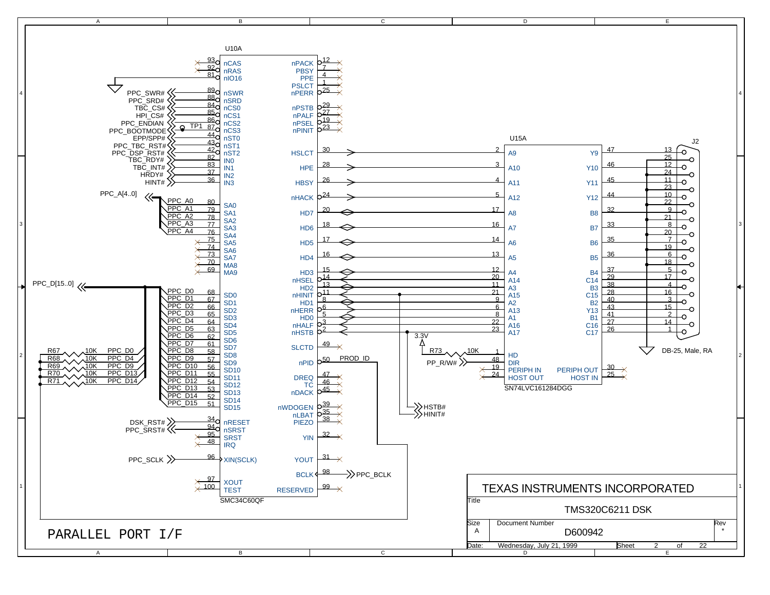# PARALLEL PORT I/F

## U10A — SMC34C60QF

| Pin | Name | Net |
|---|---|---|
| 93 | nCAS | NC |
| 92 | nRAS | NC |
| 81 | nIO16 | GND |
| 89 | nSWR | PPC_SWR# |
| 88 | nSRD | PPC_SRD# |
| 84 | nCS0 | TBC_CS# |
| 85 | nCS1 | HPI_CS# |
| 86 | nCS2 | PPC_ENDIAN |
| 87 | nCS3 | PPC_BOOTMODE (TP1) |
| 44 | nST0 | EPP/SPP# |
| 43 | nST1 | PPC_TBC_RST# |
| 42 | nST2 | PPC_DSP_RST# |
| 82 | IN0 | TBC_RDY# |
| 83 | IN1 | TBC_INT# |
| 37 | IN2 | HRDY# |
| 36 | IN3 | HINT# |
| 80 | SA0 | PPC_A0 |
| 79 | SA1 | PPC_A1 |
| 78 | SA2 | PPC_A2 |
| 77 | SA3 | PPC_A3 |
| 76 | SA4 | PPC_A4 |
| 75 | SA5 | NC |
| 74 | SA6 | NC |
| 73 | SA7 | NC |
| 70 | MA8 | NC |
| 69 | MA9 | NC |
| 68 | SD0 | PPC_D0 |
| 67 | SD1 | PPC_D1 |
| 66 | SD2 | PPC_D2 |
| 65 | SD3 | PPC_D3 |
| 64 | SD4 | PPC_D4 |
| 63 | SD5 | PPC_D5 |
| 62 | SD6 | PPC_D6 |
| 61 | SD7 | PPC_D7 |
| 58 | SD8 | PPC_D8 |
| 57 | SD9 | PPC_D9 |
| 56 | SD10 | PPC_D10 |
| 55 | SD11 | PPC_D11 |
| 54 | SD12 | PPC_D12 |
| 53 | SD13 | PPC_D13 |
| 52 | SD14 | PPC_D14 |
| 51 | SD15 | PPC_D15 |
| 34 | nRESET | DSK_RST# |
| 94 | nSRST | PPC_SRST# |
| 95 | SRST | NC |
| 48 | IRQ | NC |
| 96 | XIN(SCLK) | PPC_SCLK |
| 97 | XOUT | NC |
| 100 | TEST | NC |
| 12 | nPACK | NC |
| 7 | PBSY | NC |
| 4 | PPE | NC |
| 1 | PSLCT | NC |
| 25 | nPERR | NC |
| 29 | nPSTB | NC |
| 27 | nPALF | NC |
| 19 | nPSEL | NC |
| 23 | nPINIT | NC |
| 30 | HSLCT | U15A A9 |
| 28 | HPE | U15A A10 |
| 26 | HBSY | U15A A11 |
| 24 | nHACK | U15A A12 |
| 20 | HD7 | U15A A8 |
| 18 | HD6 | U15A A7 |
| 17 | HD5 | U15A A6 |
| 16 | HD4 | U15A A5 |
| 15 | HD3 | U15A A4 |
| 14 | nHSEL | U15A A14 |
| 13 | HD2 | U15A A3 |
| 11 | nHINIT | U15A A15 / HINIT# |
| 8 | HD1 | U15A A2 |
| 6 | nHERR | U15A A13 |
| 5 | HD0 | U15A A1 |
| 3 | nHALF | U15A A16 |
| 2 | nHSTB | U15A A17 / HSTB# |
| 49 | SLCTD | NC |
| 50 | nPID | PROD_ID |
| 47 | DREQ | NC |
| 46 | TC | NC |
| 45 | nDACK | NC |
| 39 | nWDOGEN | NC |
| 35 | nLBAT | NC |
| 38 | PIEZO | NC |
| 32 | YIN | NC |
| 31 | YOUT | NC |
| 98 | BCLK | PPC_BCLK |
| 99 | RESERVED | NC |

PPC_A[4..0], PPC_D[15..0]

Pull-up resistors: R67 10K PPC_D0; R68 10K PPC_D4; R69 10K PPC_D9; R70 10K PPC_D13; R71 10K PPC_D14

## U15A — SN74LVC161284DGG

| Pin | Name | Name | Pin | J2 pin |
|---|---|---|---|---|
| 2 | A9 | Y9 | 47 | 13 |
| 3 | A10 | Y10 | 46 | 12 |
| 4 | A11 | Y11 | 45 | 11 |
| 5 | A12 | Y12 | 44 | 10 |
| 17 | A8 | B8 | 32 | 9 |
| 16 | A7 | B7 | 33 | 8 |
| 14 | A6 | B6 | 35 | 7 |
| 13 | A5 | B5 | 36 | 6 |
| 12 | A4 | B4 | 37 | 5 |
| 20 | A14 | C14 | 29 | 17 |
| 11 | A3 | B3 | 38 | 4 |
| 21 | A15 | C15 | 28 | 16 |
| 9 | A2 | B2 | 40 | 3 |
| 6 | A13 | Y13 | 43 | 15 |
| 8 | A1 | B1 | 41 | 2 |
| 22 | A16 | C16 | 27 | 14 |
| 23 | A17 | C17 | 26 | 1 |
| 1 | HD | | | |
| 48 | DIR | | | |
| 19 | PERIPH IN | PERIPH OUT | 30 | |
| 24 | HOST OUT | HOST IN | 25 | |

HD pulled to 3.3V via R73 10K; DIR = PP_R/W#

J2: DB-25, Male, RA (pins 18–25 to GND)

TEXAS INSTRUMENTS INCORPORATED

Title: TMS320C6211 DSK

Size: A | Document Number: D600942 | Rev: *

Date: Wednesday, July 21, 1999 | Sheet 2 of 22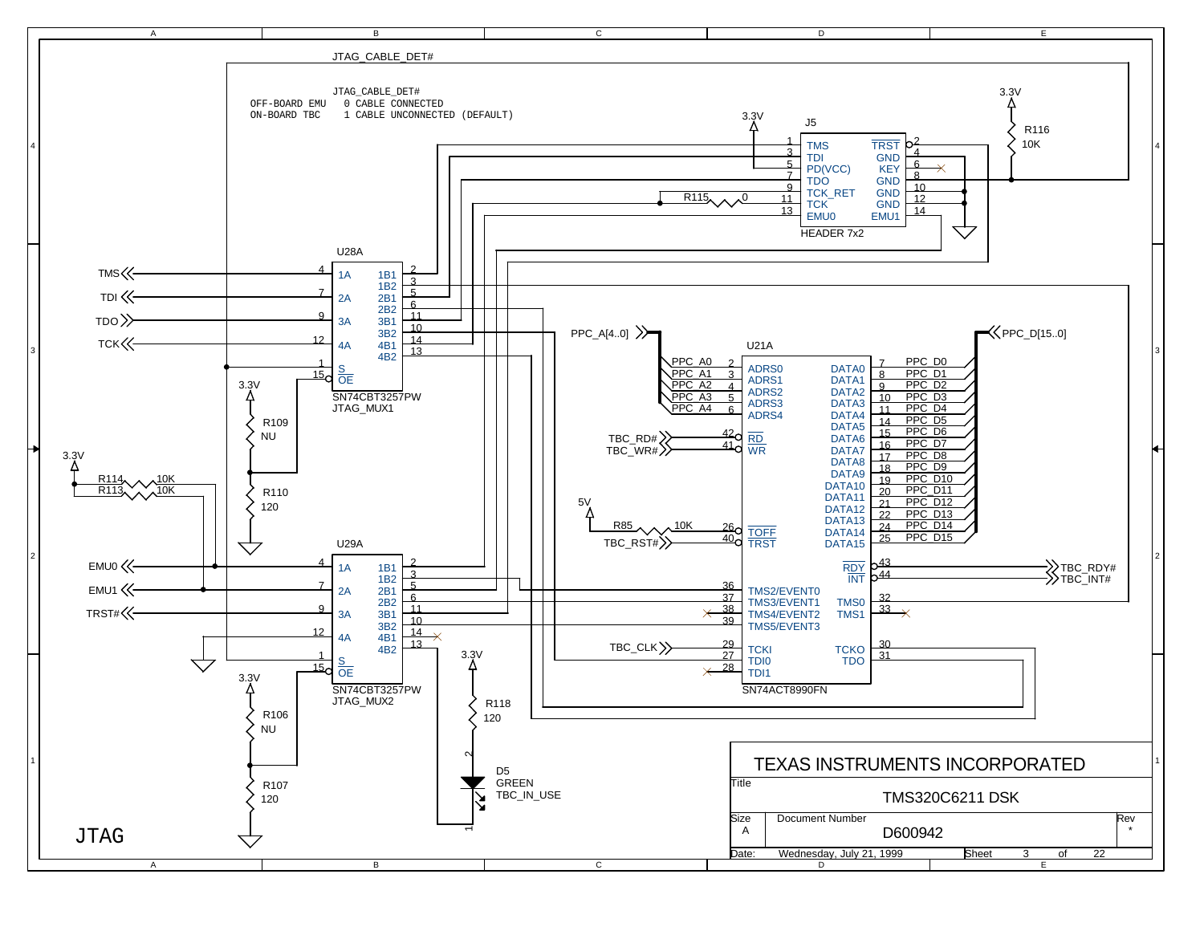JTAG_CABLE_DET#

```
                JTAG_CABLE_DET#
OFF-BOARD EMU   0 CABLE CONNECTED
ON-BOARD TBC    1 CABLE UNCONNECTED (DEFAULT)
```

**J5 — HEADER 7x2**

| Pin | Signal | Signal | Pin |
|---|---|---|---|
| 1 | TMS | TRST | 2 |
| 3 | TDI | GND | 4 |
| 5 | PD(VCC) | KEY | 6 |
| 7 | TDO | GND | 8 |
| 9 | TCK_RET | GND | 10 |
| 11 | TCK | GND | 12 |
| 13 | EMU0 | EMU1 | 14 |

R115 0, R116 10K, 3.3V

**U28A — SN74CBT3257PW JTAG_MUX1**

| Pin | Signal | Signal | Pin |
|---|---|---|---|
| 4 | 1A (TMS) | 1B1 | 2 |
| | | 1B2 | 3 |
| 7 | 2A (TDI) | 2B1 | 5 |
| | | 2B2 | 6 |
| 9 | 3A (TDO) | 3B1 | 11 |
| | | 3B2 | 10 |
| 12 | 4A (TCK) | 4B1 | 14 |
| | | 4B2 | 13 |
| 1 | S | | |
| 15 | OE | | |

R109 NU, R110 120, 3.3V

**U29A — SN74CBT3257PW JTAG_MUX2**

| Pin | Signal | Signal | Pin |
|---|---|---|---|
| 4 | 1A (EMU0) | 1B1 | 2 |
| | | 1B2 | 3 |
| 7 | 2A (EMU1) | 2B1 | 5 |
| | | 2B2 | 6 |
| 9 | 3A (TRST#) | 3B1 | 11 |
| | | 3B2 | 10 |
| 12 | 4A | 4B1 | 14 |
| | | 4B2 | 13 |
| 1 | S | | |
| 15 | OE | | |

R114 10K, R113 10K, 3.3V; R106 NU, R107 120, 3.3V

R118 120, 3.3V; D5 GREEN TBC_IN_USE

**U21A — SN74ACT8990FN**

| Pin | Signal | Signal | Pin |
|---|---|---|---|
| 2 | ADRS0 (PPC_A0) | DATA0 (PPC_D0) | 7 |
| 3 | ADRS1 (PPC_A1) | DATA1 (PPC_D1) | 8 |
| 4 | ADRS2 (PPC_A2) | DATA2 (PPC_D2) | 9 |
| 5 | ADRS3 (PPC_A3) | DATA3 (PPC_D3) | 10 |
| 6 | ADRS4 (PPC_A4) | DATA4 (PPC_D4) | 11 |
| | | DATA5 (PPC_D5) | 14 |
| 42 | RD (TBC_RD#) | DATA6 (PPC_D6) | 15 |
| 41 | WR (TBC_WR#) | DATA7 (PPC_D7) | 16 |
| | | DATA8 (PPC_D8) | 17 |
| | | DATA9 (PPC_D9) | 18 |
| | | DATA10 (PPC_D10) | 19 |
| | | DATA11 (PPC_D11) | 20 |
| | | DATA12 (PPC_D12) | 21 |
| | | DATA13 (PPC_D13) | 22 |
| 26 | TOFF (R85 10K to 5V) | DATA14 (PPC_D14) | 24 |
| 40 | TRST (TBC_RST#) | DATA15 (PPC_D15) | 25 |
| | | RDY (TBC_RDY#) | 43 |
| | | INT (TBC_INT#) | 44 |
| 36 | TMS2/EVENT0 | TMS0 | 32 |
| 37 | TMS3/EVENT1 | TMS1 | 33 |
| 38 | TMS4/EVENT2 | | |
| 39 | TMS5/EVENT3 | | |
| 29 | TCKI (TBC_CLK) | TCKO | 30 |
| 27 | TDI0 | TDO | 31 |
| 28 | TDI1 | | |

PPC_A[4..0], PPC_D[15..0]

Signals: TMS, TDI, TDO, TCK, EMU0, EMU1, TRST#

# JTAG

TEXAS INSTRUMENTS INCORPORATED

| Title | TMS320C6211 DSK | |
|---|---|---|
| Size A | Document Number D600942 | Rev * |
| Date: Wednesday, July 21, 1999 | Sheet 3 of 22 | |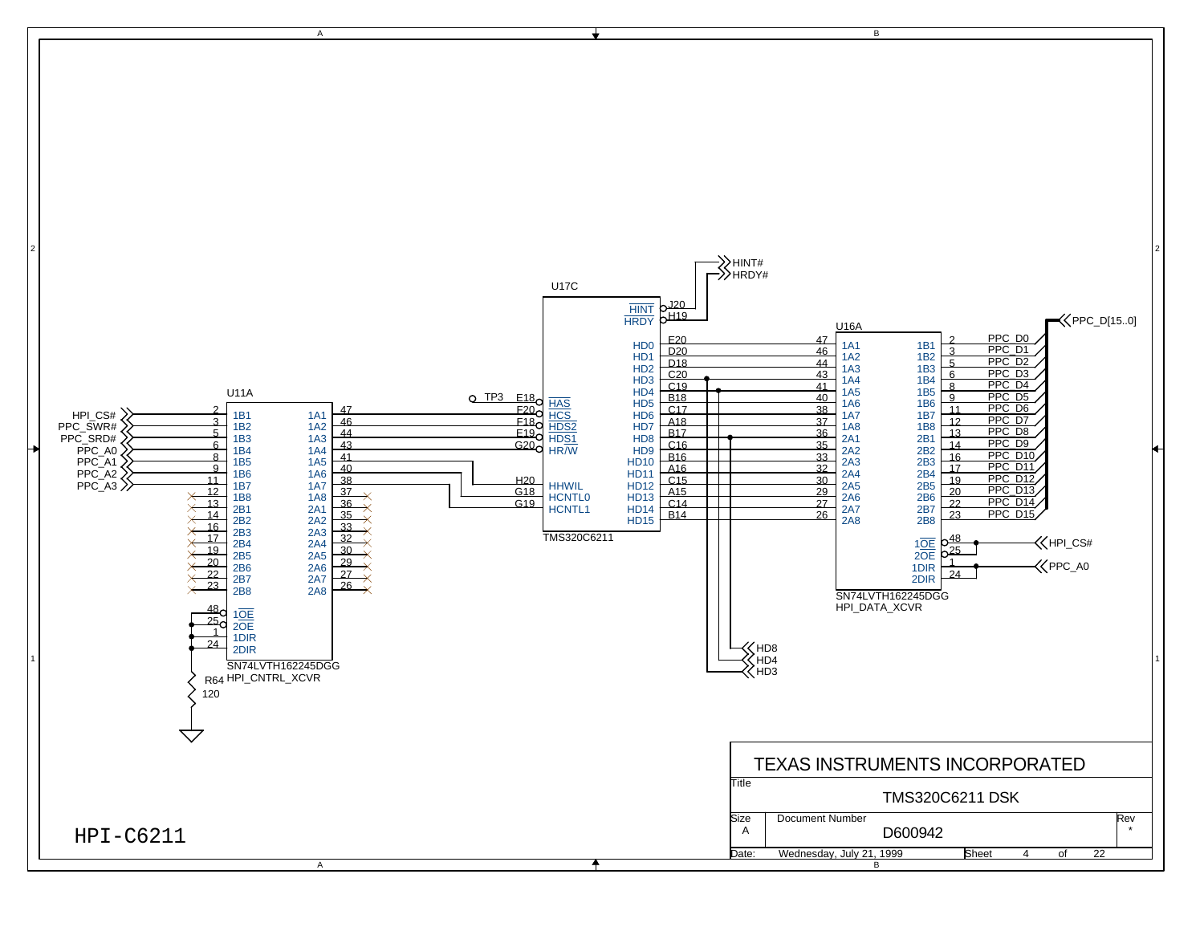# HPI-C6211

**U11A** — SN74LVTH162245DGG, HPI_CNTRL_XCVR

| Signal | Pin | U11A B-side | U11A A-side | Pin | U17C Ball | U17C Pin |
|---|---|---|---|---|---|---|
| HPI_CS# | 2 | 1B1 | 1A1 | 47 | F20 | HCS |
| PPC_SWR# | 3 | 1B2 | 1A2 | 46 | F18 | HDS2 |
| PPC_SRD# | 5 | 1B3 | 1A3 | 44 | E19 | HDS1 |
| PPC_A0 | 6 | 1B4 | 1A4 | 43 | G20 | HR/W |
| PPC_A1 | 8 | 1B5 | 1A5 | 41 | H20 | HHWIL |
| PPC_A2 | 9 | 1B6 | 1A6 | 40 | G18 | HCNTL0 |
| PPC_A3 | 11 | 1B7 | 1A7 | 38 | G19 | HCNTL1 |
| | 12 | 1B8 | 1A8 | 37 | | |
| | 13 | 2B1 | 2A1 | 36 | | |
| | 14 | 2B2 | 2A2 | 35 | | |
| | 16 | 2B3 | 2A3 | 33 | | |
| | 17 | 2B4 | 2A4 | 32 | | |
| | 19 | 2B5 | 2A5 | 30 | | |
| | 20 | 2B6 | 2A6 | 29 | | |
| | 22 | 2B7 | 2A7 | 27 | | |
| | 23 | 2B8 | 2A8 | 26 | | |

U11A control: 48 1OE, 25 2OE, 1 1DIR, 24 2DIR; R64 120 to ground.

**U17C** — TMS320C6211

TP3 — E18 HAS; J20 HINT → HINT#; H19 HRDY → HRDY#

**U16A** — SN74LVTH162245DGG, HPI_DATA_XCVR

| U17C Pin | Ball | Pin | U16A A-side | U16A B-side | Pin | Signal |
|---|---|---|---|---|---|---|
| HD0 | E20 | 47 | 1A1 | 1B1 | 2 | PPC_D0 |
| HD1 | D20 | 46 | 1A2 | 1B2 | 3 | PPC_D1 |
| HD2 | D18 | 44 | 1A3 | 1B3 | 5 | PPC_D2 |
| HD3 | C20 | 43 | 1A4 | 1B4 | 6 | PPC_D3 |
| HD4 | C19 | 41 | 1A5 | 1B5 | 8 | PPC_D4 |
| HD5 | B18 | 40 | 1A6 | 1B6 | 9 | PPC_D5 |
| HD6 | C17 | 38 | 1A7 | 1B7 | 11 | PPC_D6 |
| HD7 | A18 | 37 | 1A8 | 1B8 | 12 | PPC_D7 |
| HD8 | B17 | 36 | 2A1 | 2B1 | 13 | PPC_D8 |
| HD9 | C16 | 35 | 2A2 | 2B2 | 14 | PPC_D9 |
| HD10 | B16 | 33 | 2A3 | 2B3 | 16 | PPC_D10 |
| HD11 | A16 | 32 | 2A4 | 2B4 | 17 | PPC_D11 |
| HD12 | C15 | 30 | 2A5 | 2B5 | 19 | PPC_D12 |
| HD13 | A15 | 29 | 2A6 | 2B6 | 20 | PPC_D13 |
| HD14 | C14 | 27 | 2A7 | 2B7 | 22 | PPC_D14 |
| HD15 | B14 | 26 | 2A8 | 2B8 | 23 | PPC_D15 |

PPC_D[15..0]

U16A control: 48 1OE, 25 2OE → HPI_CS#; 1 1DIR, 24 2DIR → PPC_A0

HD8, HD4, HD3

TEXAS INSTRUMENTS INCORPORATED

Title: TMS320C6211 DSK

Size: A — Document Number: D600942 — Rev: *

Date: Wednesday, July 21, 1999 — Sheet 4 of 22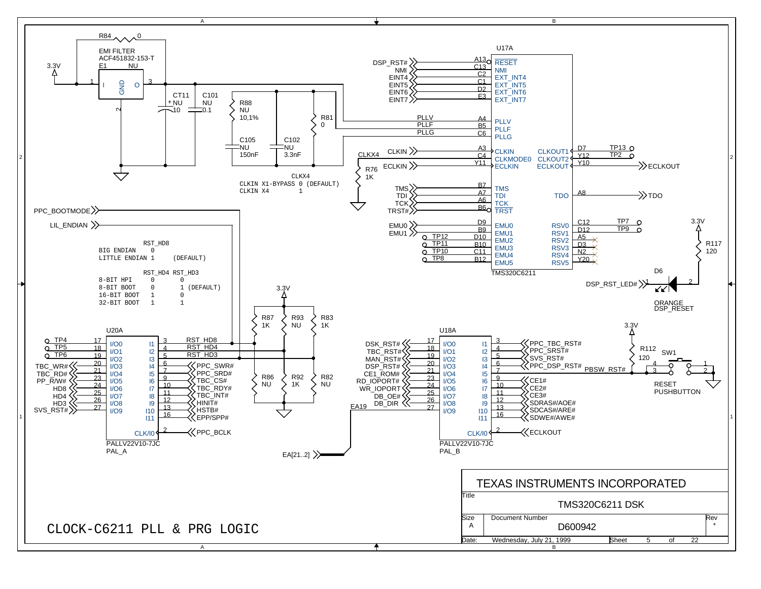# CLOCK-C6211 PLL & PRG LOGIC

**TEXAS INSTRUMENTS INCORPORATED**

Title: TMS320C6211 DSK

Size: A — Document Number: D600942 — Rev: *

Date: Wednesday, July 21, 1999 — Sheet 5 of 22

## Clock mode selection (CLKX4)

| CLKX4 | |
|---|---|
| CLKIN X1-BYPASS | 0 (DEFAULT) |
| CLKIN X4 | 1 |

## Endian selection (RST_HD8)

| | RST_HD8 |
|---|---|
| BIG ENDIAN | 0 |
| LITTLE ENDIAN | 1 (DEFAULT) |

## Boot mode selection

| | RST_HD4 | RST_HD3 |
|---|---|---|
| 8-BIT HPI | 0 | 0 |
| 8-BIT BOOT | 0 | 1 (DEFAULT) |
| 16-BIT BOOT | 1 | 0 |
| 32-BIT BOOT | 1 | 1 |

## Components

- R84 0 — EMI FILTER ACF451832-153-T (E1 NU): pins 1 (I), 2 (GND), 3 (O); input 3.3V
- CT11 NU 10; C101 NU 0.1
- R88 NU 10,1%; C105 NU 150nF; C102 NU 3.3nF; R81 0
- R76 1K (CLKX4 pulldown)
- R87 1K, R93 NU, R83 1K (pull-ups to 3.3V); R86 NU, R92 1K, R82 NU (pull-downs)
- R117 120, D6 ORANGE DSP_RESET (DSP_RST_LED#)
- R112 120, SW1 RESET PUSHBUTTON (PBSW_RST#)

## U17A — TMS320C6211

| Signal | Pin | Function |
|---|---|---|
| DSP_RST# | A13 | RESET |
| NMI | C13 | NMI |
| EINT4 | C2 | EXT_INT4 |
| EINT5 | C1 | EXT_INT5 |
| EINT6 | D2 | EXT_INT6 |
| EINT7 | E3 | EXT_INT7 |
| PLLV | A4 | PLLV |
| PLLF | B5 | PLLF |
| PLLG | C6 | PLLG |
| CLKIN | A3 | CLKIN |
| CLKX4 | C4 | CLKMODE0 |
| ECLKIN | Y11 | ECLKIN |
| TMS | B7 | TMS |
| TDI | A7 | TDI |
| TCK | A6 | TCK |
| TRST# | B6 | TRST |
| EMU0 | D9 | EMU0 |
| EMU1 | B9 | EMU1 |
| TP12 | D10 | EMU2 |
| TP11 | B10 | EMU3 |
| TP10 | C11 | EMU4 |
| TP8 | B12 | EMU5 |
| TP13 | D7 | CLKOUT1 |
| TP2 | Y12 | CLKOUT2 |
| ECLKOUT | Y10 | ECLKOUT |
| TDO | A8 | TDO |
| TP7 | C12 | RSV0 |
| TP9 | D12 | RSV1 |
| — | A5 | RSV2 |
| — | D3 | RSV3 |
| — | N2 | RSV4 |
| — | Y20 | RSV5 |

## U20A — PALLV22V10-7JC (PAL_A)

| Signal | Pin | Function |
|---|---|---|
| TP4 | 17 | I/O0 |
| TP5 | 18 | I/O1 |
| TP6 | 19 | I/O2 |
| TBC_WR# | 20 | I/O3 |
| TBC_RD# | 21 | I/O4 |
| PP_R/W# | 23 | I/O5 |
| HD8 | 24 | I/O6 |
| HD4 | 25 | I/O7 |
| HD3 | 26 | I/O8 |
| SVS_RST# | 27 | I/O9 |
| RST_HD8 | 3 | I1 |
| RST_HD4 | 4 | I2 |
| RST_HD3 | 5 | I3 |
| PPC_SWR# | 6 | I4 |
| PPC_SRD# | 7 | I5 |
| TBC_CS# | 9 | I6 |
| TBC_RDY# | 10 | I7 |
| TBC_INT# | 11 | I8 |
| HINIT# | 12 | I9 |
| HSTB# | 13 | I10 |
| EPP/SPP# | 16 | I11 |
| PPC_BCLK | 2 | CLK/I0 |

Inputs: PPC_BOOTMODE, LIL_ENDIAN

## U18A — PALLV22V10-7JC (PAL_B)

| Signal | Pin | Function |
|---|---|---|
| DSK_RST# | 17 | I/O0 |
| TBC_RST# | 18 | I/O1 |
| MAN_RST# | 19 | I/O2 |
| DSP_RST# | 20 | I/O3 |
| CE1_ROM# | 21 | I/O4 |
| RD_IOPORT# | 23 | I/O5 |
| WR_IOPORT | 24 | I/O6 |
| DB_OE# | 25 | I/O7 |
| DB_DIR | 26 | I/O8 |
| EA19 | 27 | I/O9 |
| PPC_TBC_RST# | 3 | I1 |
| PPC_SRST# | 4 | I2 |
| SVS_RST# | 5 | I3 |
| PPC_DSP_RST# | 6 | I4 |
| PBSW_RST# | 7 | I5 |
| CE1# | 9 | I6 |
| CE2# | 10 | I7 |
| CE3# | 11 | I8 |
| SDRAS#/AOE# | 12 | I9 |
| SDCAS#/ARE# | 13 | I10 |
| SDWE#/AWE# | 16 | I11 |
| ECLKOUT | 2 | CLK/I0 |

EA[21..2]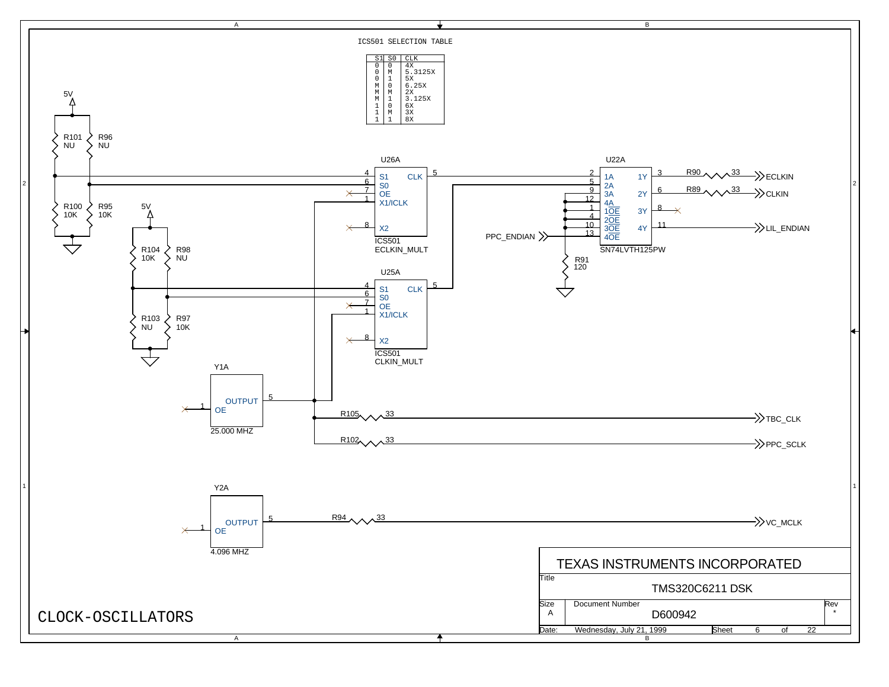# CLOCK-OSCILLATORS

ICS501 SELECTION TABLE

| S1 | S0 | CLK |
|---|---|---|
| 0 | 0 | 4X |
| 0 | M | 5.3125X |
| 0 | 1 | 5X |
| M | 0 | 6.25X |
| M | M | 2X |
| M | 1 | 3.125X |
| 1 | 0 | 6X |
| 1 | M | 3X |
| 1 | 1 | 8X |

5V

R101 NU
R96 NU
R100 10K
R95 10K

5V

R104 10K
R98 NU
R103 NU
R97 10K

U26A
ICS501
ECLKIN_MULT
4 S1, 6 S0, 7 OE, 1 X1/ICLK, 8 X2, CLK 5

U25A
ICS501
CLKIN_MULT
4 S1, 6 S0, 7 OE, 1 X1/ICLK, 8 X2, CLK 5

U22A
SN74LVTH125PW
2 1A, 5 2A, 9 3A, 12 4A, 1 1OE, 4 2OE, 10 3OE, 13 4OE
1Y 3, 2Y 6, 3Y 8, 4Y 11

R90 33 → ECLKIN
R89 33 → CLKIN
LIL_ENDIAN
PPC_ENDIAN
R91 120

Y1A
1 OE, OUTPUT 5
25.000 MHZ

R105 33 → TBC_CLK
R102 33 → PPC_SCLK

Y2A
1 OE, OUTPUT 5
4.096 MHZ

R94 33 → VC_MCLK

TEXAS INSTRUMENTS INCORPORATED

| Title | TMS320C6211 DSK | |
|---|---|---|
| Size A | Document Number D600942 | Rev * |
| Date: Wednesday, July 21, 1999 | Sheet 6 of 22 | |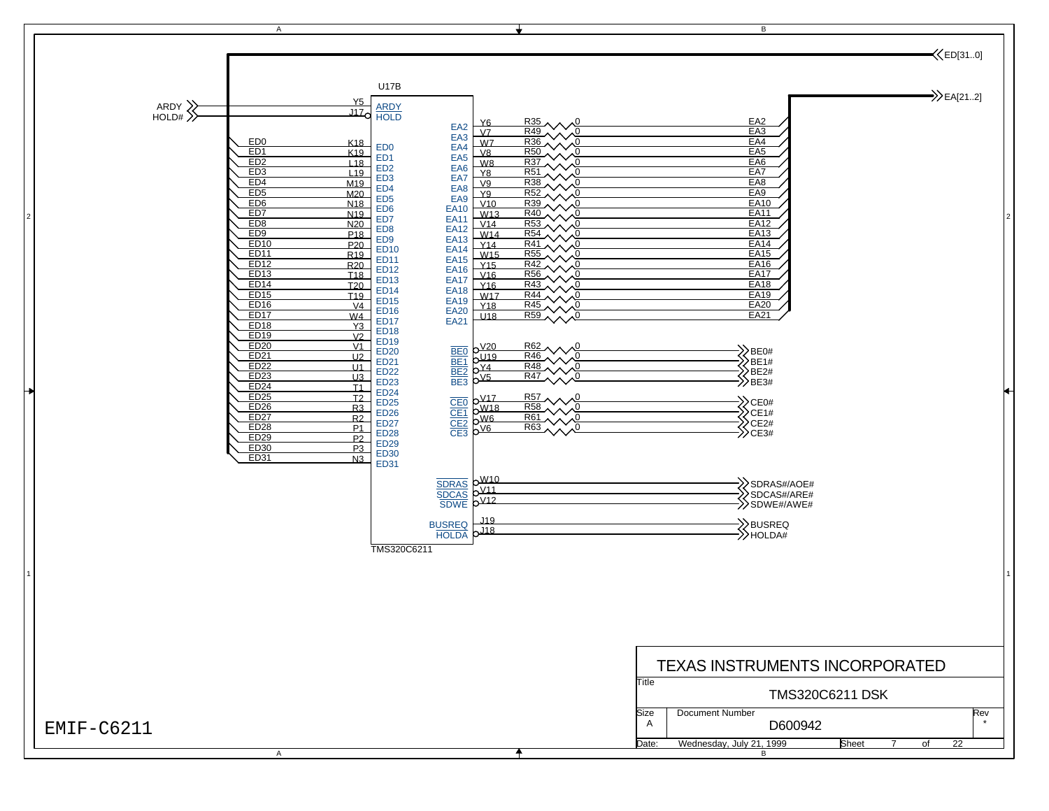# EMIF-C6211

**TEXAS INSTRUMENTS INCORPORATED**

Title: TMS320C6211 DSK

Size: A | Document Number: D600942 | Rev: *

Date: Wednesday, July 21, 1999

U17B — TMS320C6211

| Signal | Pin | U17B Function |
|---|---|---|
| ARDY | Y5 | ARDY |
| HOLD# | J17 | HOLD |

| Net | Pin | U17B Function |
|---|---|---|
| ED0 | K18 | ED0 |
| ED1 | K19 | ED1 |
| ED2 | L18 | ED2 |
| ED3 | L19 | ED3 |
| ED4 | M19 | ED4 |
| ED5 | M20 | ED5 |
| ED6 | N18 | ED6 |
| ED7 | N19 | ED7 |
| ED8 | N20 | ED8 |
| ED9 | P18 | ED9 |
| ED10 | P20 | ED10 |
| ED11 | R19 | ED11 |
| ED12 | R20 | ED12 |
| ED13 | T18 | ED13 |
| ED14 | T20 | ED14 |
| ED15 | T19 | ED15 |
| ED16 | V4 | ED16 |
| ED17 | W4 | ED17 |
| ED18 | Y3 | ED18 |
| ED19 | V2 | ED19 |
| ED20 | V1 | ED20 |
| ED21 | U2 | ED21 |
| ED22 | U1 | ED22 |
| ED23 | U3 | ED23 |
| ED24 | T1 | ED24 |
| ED25 | T2 | ED25 |
| ED26 | R3 | ED26 |
| ED27 | R2 | ED27 |
| ED28 | P1 | ED28 |
| ED29 | P2 | ED29 |
| ED30 | P3 | ED30 |
| ED31 | N3 | ED31 |

Bus: ED[31..0]

| U17B Function | Pin | Resistor | Value | Net |
|---|---|---|---|---|
| EA2 | Y6 | R35 | 0 | EA2 |
| EA3 | V7 | R49 | 0 | EA3 |
| EA4 | W7 | R36 | 0 | EA4 |
| EA5 | V8 | R50 | 0 | EA5 |
| EA6 | W8 | R37 | 0 | EA6 |
| EA7 | Y8 | R51 | 0 | EA7 |
| EA8 | V9 | R38 | 0 | EA8 |
| EA9 | Y9 | R52 | 0 | EA9 |
| EA10 | V10 | R39 | 0 | EA10 |
| EA11 | W13 | R40 | 0 | EA11 |
| EA12 | V14 | R53 | 0 | EA12 |
| EA13 | W14 | R54 | 0 | EA13 |
| EA14 | Y14 | R41 | 0 | EA14 |
| EA15 | W15 | R55 | 0 | EA15 |
| EA16 | Y15 | R42 | 0 | EA16 |
| EA17 | V16 | R56 | 0 | EA17 |
| EA18 | Y16 | R43 | 0 | EA18 |
| EA19 | W17 | R44 | 0 | EA19 |
| EA20 | Y18 | R45 | 0 | EA20 |
| EA21 | U18 | R59 | 0 | EA21 |
| BE0 | V20 | R62 | 0 | BE0# |
| BE1 | U19 | R46 | 0 | BE1# |
| BE2 | Y4 | R48 | 0 | BE2# |
| BE3 | V5 | R47 | 0 | BE3# |
| CE0 | V17 | R57 | 0 | CE0# |
| CE1 | W18 | R58 | 0 | CE1# |
| CE2 | W6 | R61 | 0 | CE2# |
| CE3 | V6 | R63 | 0 | CE3# |
| SDRAS | W10 | | | SDRAS#/AOE# |
| SDCAS | V11 | | | SDCAS#/ARE# |
| SDWE | V12 | | | SDWE#/AWE# |
| BUSREQ | J19 | | | BUSREQ |
| HOLDA | J18 | | | HOLDA# |

Bus: EA[21..2]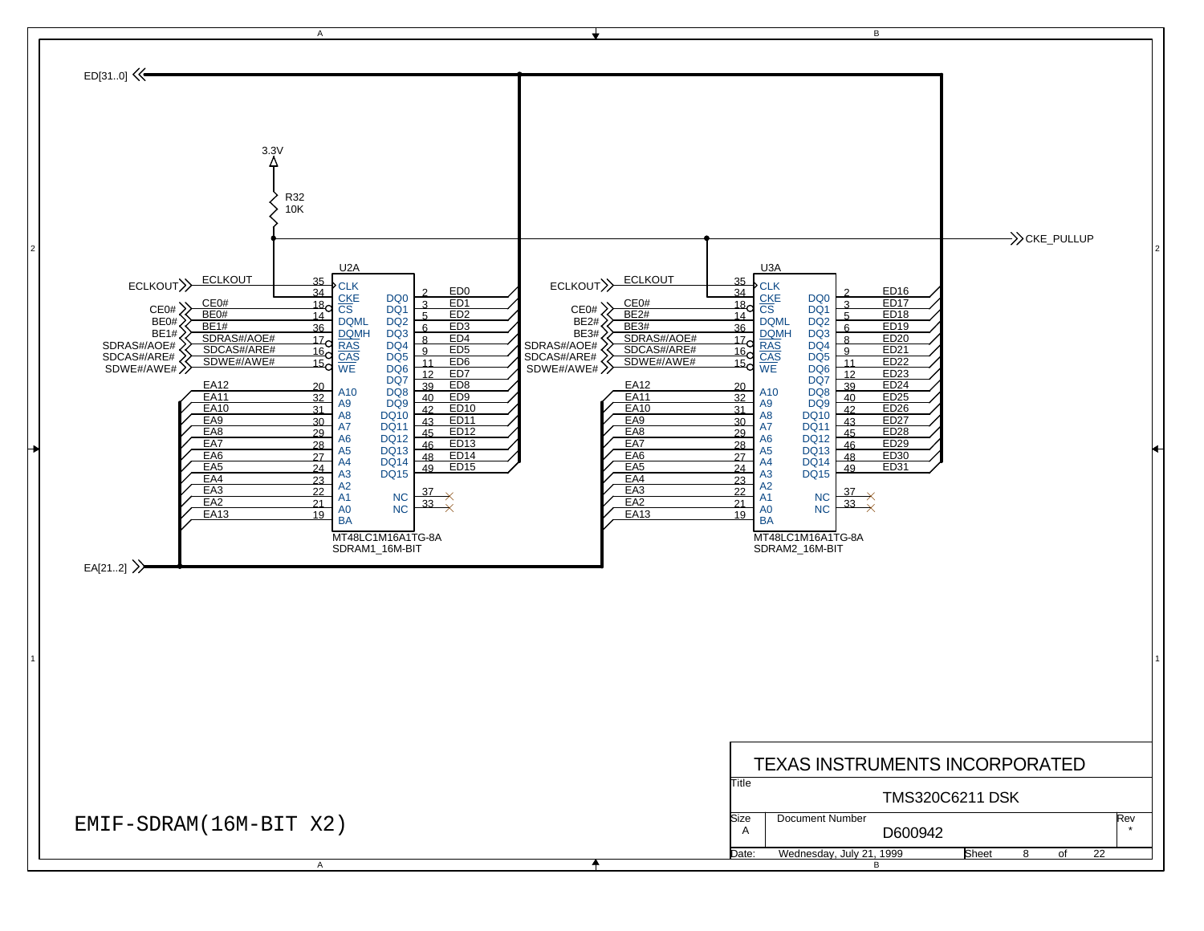# EMIF-SDRAM(16M-BIT X2)

ED[31..0]

3.3V

R32
10K

CKE_PULLUP

## U2A — MT48LC1M16A1TG-8A (SDRAM1_16M-BIT)

| Signal | Pin | Function |
|---|---|---|
| ECLKOUT | 35 | CLK |
| CKE_PULLUP | 34 | CKE |
| CE0# | 18 | CS |
| BE0# | 14 | DQML |
| BE1# | 36 | DQMH |
| SDRAS#/AOE# | 17 | RAS |
| SDCAS#/ARE# | 16 | CAS |
| SDWE#/AWE# | 15 | WE |
| EA12 | 20 | A10 |
| EA11 | 32 | A9 |
| EA10 | 31 | A8 |
| EA9 | 30 | A7 |
| EA8 | 29 | A6 |
| EA7 | 28 | A5 |
| EA6 | 27 | A4 |
| EA5 | 24 | A3 |
| EA4 | 23 | A2 |
| EA3 | 22 | A1 |
| EA2 | 21 | A0 |
| EA13 | 19 | BA |

| Function | Pin | Signal |
|---|---|---|
| DQ0 | 2 | ED0 |
| DQ1 | 3 | ED1 |
| DQ2 | 5 | ED2 |
| DQ3 | 6 | ED3 |
| DQ4 | 8 | ED4 |
| DQ5 | 9 | ED5 |
| DQ6 | 11 | ED6 |
| DQ7 | 12 | ED7 |
| DQ8 | 39 | ED8 |
| DQ9 | 40 | ED9 |
| DQ10 | 42 | ED10 |
| DQ11 | 43 | ED11 |
| DQ12 | 45 | ED12 |
| DQ13 | 46 | ED13 |
| DQ14 | 48 | ED14 |
| DQ15 | 49 | ED15 |
| NC | 37 | |
| NC | 33 | |

## U3A — MT48LC1M16A1TG-8A (SDRAM2_16M-BIT)

| Signal | Pin | Function |
|---|---|---|
| ECLKOUT | 35 | CLK |
| CKE_PULLUP | 34 | CKE |
| CE0# | 18 | CS |
| BE2# | 14 | DQML |
| BE3# | 36 | DQMH |
| SDRAS#/AOE# | 17 | RAS |
| SDCAS#/ARE# | 16 | CAS |
| SDWE#/AWE# | 15 | WE |
| EA12 | 20 | A10 |
| EA11 | 32 | A9 |
| EA10 | 31 | A8 |
| EA9 | 30 | A7 |
| EA8 | 29 | A6 |
| EA7 | 28 | A5 |
| EA6 | 27 | A4 |
| EA5 | 24 | A3 |
| EA4 | 23 | A2 |
| EA3 | 22 | A1 |
| EA2 | 21 | A0 |
| EA13 | 19 | BA |

| Function | Pin | Signal |
|---|---|---|
| DQ0 | 2 | ED16 |
| DQ1 | 3 | ED17 |
| DQ2 | 5 | ED18 |
| DQ3 | 6 | ED19 |
| DQ4 | 8 | ED20 |
| DQ5 | 9 | ED21 |
| DQ6 | 11 | ED22 |
| DQ7 | 12 | ED23 |
| DQ8 | 39 | ED24 |
| DQ9 | 40 | ED25 |
| DQ10 | 42 | ED26 |
| DQ11 | 43 | ED27 |
| DQ12 | 45 | ED28 |
| DQ13 | 46 | ED29 |
| DQ14 | 48 | ED30 |
| DQ15 | 49 | ED31 |
| NC | 37 | |
| NC | 33 | |

EA[21..2]

TEXAS INSTRUMENTS INCORPORATED

| Title | TMS320C6211 DSK | |
|---|---|---|
| Size: A | Document Number: D600942 | Rev: * |
| Date: Wednesday, July 21, 1999 | Sheet 8 of 22 | |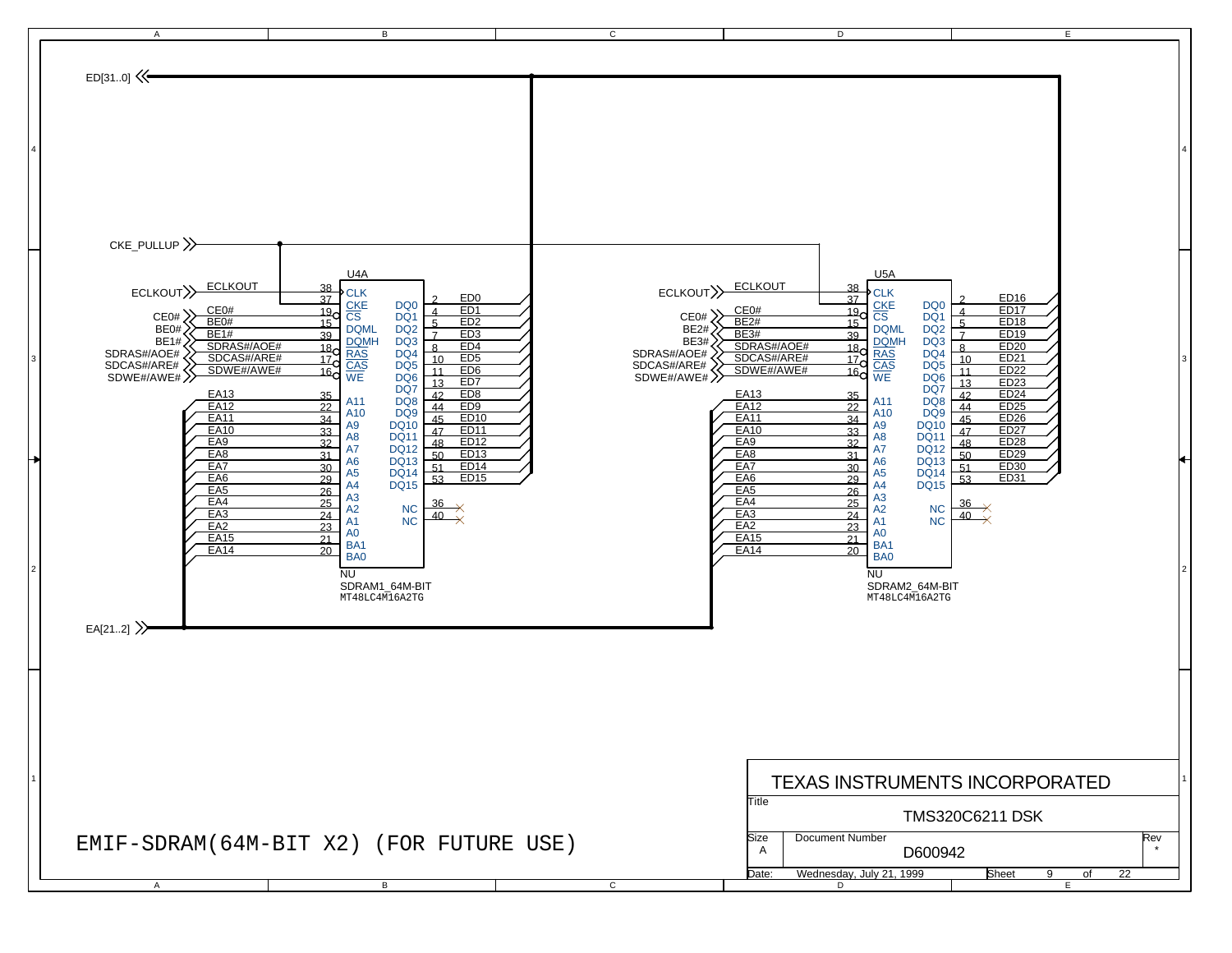# EMIF-SDRAM(64M-BIT X2) (FOR FUTURE USE)

ED[31..0]

CKE_PULLUP

EA[21..2]

## U4A — SDRAM1_64M-BIT (MT48LC4M16A2TG)

| Signal | Pin | Function |
|---|---|---|
| ECLKOUT | 38 | CLK |
| CKE_PULLUP | 37 | CKE |
| CE0# | 19 | CS |
| BE0# | 15 | DQML |
| BE1# | 39 | DQMH |
| SDRAS#/AOE# | 18 | RAS |
| SDCAS#/ARE# | 17 | CAS |
| SDWE#/AWE# | 16 | WE |
| EA13 | 35 | A11 |
| EA12 | 22 | A10 |
| EA11 | 34 | A9 |
| EA10 | 33 | A8 |
| EA9 | 32 | A7 |
| EA8 | 31 | A6 |
| EA7 | 30 | A5 |
| EA6 | 29 | A4 |
| EA5 | 26 | A3 |
| EA4 | 25 | A2 |
| EA3 | 24 | A1 |
| EA2 | 23 | A0 |
| EA15 | 21 | BA1 |
| EA14 | 20 | BA0 |

| Function | Pin | Signal |
|---|---|---|
| DQ0 | 2 | ED0 |
| DQ1 | 4 | ED1 |
| DQ2 | 5 | ED2 |
| DQ3 | 7 | ED3 |
| DQ4 | 8 | ED4 |
| DQ5 | 10 | ED5 |
| DQ6 | 11 | ED6 |
| DQ7 | 13 | ED7 |
| DQ8 | 42 | ED8 |
| DQ9 | 44 | ED9 |
| DQ10 | 45 | ED10 |
| DQ11 | 47 | ED11 |
| DQ12 | 48 | ED12 |
| DQ13 | 50 | ED13 |
| DQ14 | 51 | ED14 |
| DQ15 | 53 | ED15 |
| NC | 36 | |
| NC | 40 | |
| NU | | |

## U5A — SDRAM2_64M-BIT (MT48LC4M16A2TG)

| Signal | Pin | Function |
|---|---|---|
| ECLKOUT | 38 | CLK |
| CKE_PULLUP | 37 | CKE |
| CE0# | 19 | CS |
| BE2# | 15 | DQML |
| BE3# | 39 | DQMH |
| SDRAS#/AOE# | 18 | RAS |
| SDCAS#/ARE# | 17 | CAS |
| SDWE#/AWE# | 16 | WE |
| EA13 | 35 | A11 |
| EA12 | 22 | A10 |
| EA11 | 34 | A9 |
| EA10 | 33 | A8 |
| EA9 | 32 | A7 |
| EA8 | 31 | A6 |
| EA7 | 30 | A5 |
| EA6 | 29 | A4 |
| EA5 | 26 | A3 |
| EA4 | 25 | A2 |
| EA3 | 24 | A1 |
| EA2 | 23 | A0 |
| EA15 | 21 | BA1 |
| EA14 | 20 | BA0 |

| Function | Pin | Signal |
|---|---|---|
| DQ0 | 2 | ED16 |
| DQ1 | 4 | ED17 |
| DQ2 | 5 | ED18 |
| DQ3 | 7 | ED19 |
| DQ4 | 8 | ED20 |
| DQ5 | 10 | ED21 |
| DQ6 | 11 | ED22 |
| DQ7 | 13 | ED23 |
| DQ8 | 42 | ED24 |
| DQ9 | 44 | ED25 |
| DQ10 | 45 | ED26 |
| DQ11 | 47 | ED27 |
| DQ12 | 48 | ED28 |
| DQ13 | 50 | ED29 |
| DQ14 | 51 | ED30 |
| DQ15 | 53 | ED31 |
| NC | 36 | |
| NC | 40 | |
| NU | | |

TEXAS INSTRUMENTS INCORPORATED

| Title | TMS320C6211 DSK | |
|---|---|---|
| Size: A | Document Number: D600942 | Rev: * |
| Date: Wednesday, July 21, 1999 | Sheet 9 of 22 | |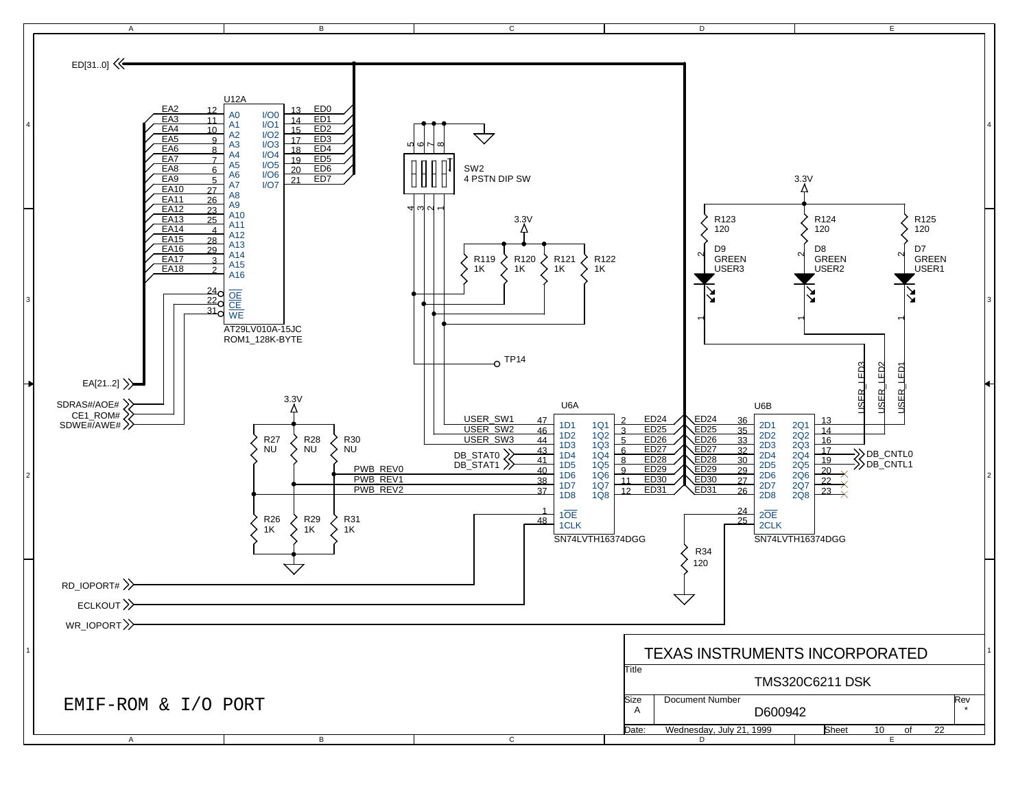# EMIF-ROM & I/O PORT

**TEXAS INSTRUMENTS INCORPORATED**

| Field | Value |
|---|---|
| Title | TMS320C6211 DSK |
| Size | A |
| Document Number | D600942 |
| Rev | * |
| Date | Wednesday, July 21, 1999 |
| Sheet | 10 of 22 |

## Components

- U12A: AT29LV010A-15JC, ROM1_128K-BYTE
- U6A: SN74LVTH16374DGG
- U6B: SN74LVTH16374DGG
- SW2: 4 PSTN DIP SW
- R119, R120, R121, R122: 1K (pull-ups to 3.3V)
- R123, R124, R125: 120 (to 3.3V)
- D9: GREEN USER3
- D8: GREEN USER2
- D7: GREEN USER1
- R27, R28, R30: NU (to 3.3V)
- R26, R29, R31: 1K (to ground)
- R34: 120
- TP14

## U12A Connections

| Signal | Pin | Function | | Function | Pin | Signal |
|---|---|---|---|---|---|---|
| EA2 | 12 | A0 | | I/O0 | 13 | ED0 |
| EA3 | 11 | A1 | | I/O1 | 14 | ED1 |
| EA4 | 10 | A2 | | I/O2 | 15 | ED2 |
| EA5 | 9 | A3 | | I/O3 | 17 | ED3 |
| EA6 | 8 | A4 | | I/O4 | 18 | ED4 |
| EA7 | 7 | A5 | | I/O5 | 19 | ED5 |
| EA8 | 6 | A6 | | I/O6 | 20 | ED6 |
| EA9 | 5 | A7 | | I/O7 | 21 | ED7 |
| EA10 | 27 | A8 | | | | |
| EA11 | 26 | A9 | | | | |
| EA12 | 23 | A10 | | | | |
| EA13 | 25 | A11 | | | | |
| EA14 | 4 | A12 | | | | |
| EA15 | 28 | A13 | | | | |
| EA16 | 29 | A14 | | | | |
| EA17 | 3 | A15 | | | | |
| EA18 | 2 | A16 | | | | |
| SDRAS#/AOE# | 24 | OE | | | | |
| CE1_ROM# | 22 | CE | | | | |
| SDWE#/AWE# | 31 | WE | | | | |

Buses: ED[31..0], EA[21..2]

## U6A Connections

| Signal | Pin | Function | | Function | Pin | Signal |
|---|---|---|---|---|---|---|
| USER_SW1 | 47 | 1D1 | | 1Q1 | 2 | ED24 |
| USER_SW2 | 46 | 1D2 | | 1Q2 | 3 | ED25 |
| USER_SW3 | 44 | 1D3 | | 1Q3 | 5 | ED26 |
| DB_STAT0 | 43 | 1D4 | | 1Q4 | 6 | ED27 |
| DB_STAT1 | 41 | 1D5 | | 1Q5 | 8 | ED28 |
| PWB_REV0 | 40 | 1D6 | | 1Q6 | 9 | ED29 |
| PWB_REV1 | 38 | 1D7 | | 1Q7 | 11 | ED30 |
| PWB_REV2 | 37 | 1D8 | | 1Q8 | 12 | ED31 |
| RD_IOPORT# | 1 | 1OE | | | | |
| ECLKOUT | 48 | 1CLK | | | | |

## U6B Connections

| Signal | Pin | Function | | Function | Pin | Signal |
|---|---|---|---|---|---|---|
| ED24 | 36 | 2D1 | | 2Q1 | 13 | USER_LED1 |
| ED25 | 35 | 2D2 | | 2Q2 | 14 | USER_LED2 |
| ED26 | 33 | 2D3 | | 2Q3 | 16 | USER_LED3 |
| ED27 | 32 | 2D4 | | 2Q4 | 17 | DB_CNTL0 |
| ED28 | 30 | 2D5 | | 2Q5 | 19 | DB_CNTL1 |
| ED29 | 29 | 2D6 | | 2Q6 | 20 | NC |
| ED30 | 27 | 2D7 | | 2Q7 | 22 | NC |
| ED31 | 26 | 2D8 | | 2Q8 | 23 | NC |
| (R34 120 to GND) | 24 | 2OE | | | | |
| WR_IOPORT | 25 | 2CLK | | | | |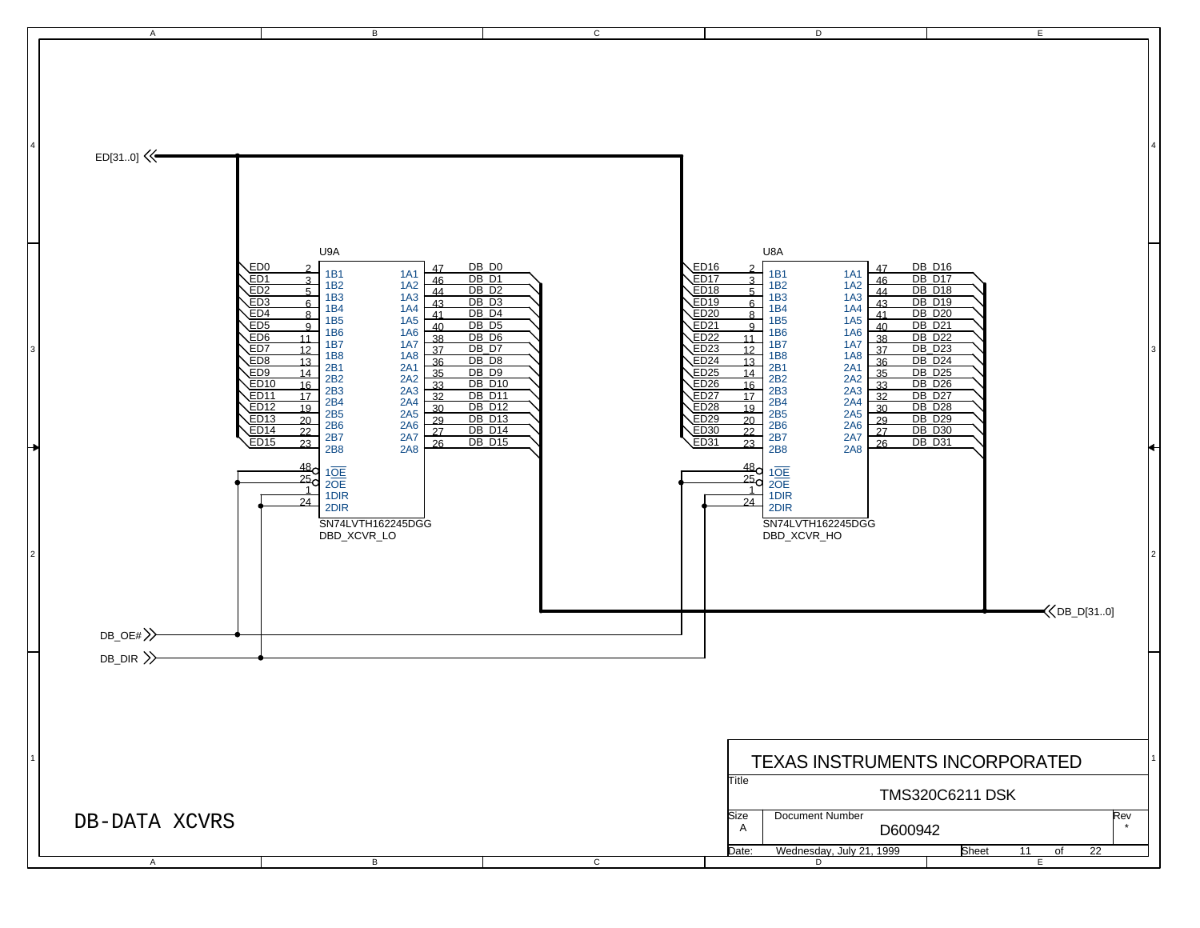# DB-DATA XCVRS

ED[31..0]

DB_OE#

DB_DIR

DB_D[31..0]

## U9A — SN74LVTH162245DGG — DBD_XCVR_LO

| Net | Pin | Pin Name | Pin Name | Pin | Net |
|---|---|---|---|---|---|
| ED0 | 2 | 1B1 | 1A1 | 47 | DB_D0 |
| ED1 | 3 | 1B2 | 1A2 | 46 | DB_D1 |
| ED2 | 5 | 1B3 | 1A3 | 44 | DB_D2 |
| ED3 | 6 | 1B4 | 1A4 | 43 | DB_D3 |
| ED4 | 8 | 1B5 | 1A5 | 41 | DB_D4 |
| ED5 | 9 | 1B6 | 1A6 | 40 | DB_D5 |
| ED6 | 11 | 1B7 | 1A7 | 38 | DB_D6 |
| ED7 | 12 | 1B8 | 1A8 | 37 | DB_D7 |
| ED8 | 13 | 2B1 | 2A1 | 36 | DB_D8 |
| ED9 | 14 | 2B2 | 2A2 | 35 | DB_D9 |
| ED10 | 16 | 2B3 | 2A3 | 33 | DB_D10 |
| ED11 | 17 | 2B4 | 2A4 | 32 | DB_D11 |
| ED12 | 19 | 2B5 | 2A5 | 30 | DB_D12 |
| ED13 | 20 | 2B6 | 2A6 | 29 | DB_D13 |
| ED14 | 22 | 2B7 | 2A7 | 27 | DB_D14 |
| ED15 | 23 | 2B8 | 2A8 | 26 | DB_D15 |
| DB_OE# | 48 | 1OE | | | |
| DB_OE# | 25 | 2OE | | | |
| DB_DIR | 1 | 1DIR | | | |
| DB_DIR | 24 | 2DIR | | | |

## U8A — SN74LVTH162245DGG — DBD_XCVR_HO

| Net | Pin | Pin Name | Pin Name | Pin | Net |
|---|---|---|---|---|---|
| ED16 | 2 | 1B1 | 1A1 | 47 | DB_D16 |
| ED17 | 3 | 1B2 | 1A2 | 46 | DB_D17 |
| ED18 | 5 | 1B3 | 1A3 | 44 | DB_D18 |
| ED19 | 6 | 1B4 | 1A4 | 43 | DB_D19 |
| ED20 | 8 | 1B5 | 1A5 | 41 | DB_D20 |
| ED21 | 9 | 1B6 | 1A6 | 40 | DB_D21 |
| ED22 | 11 | 1B7 | 1A7 | 38 | DB_D22 |
| ED23 | 12 | 1B8 | 1A8 | 37 | DB_D23 |
| ED24 | 13 | 2B1 | 2A1 | 36 | DB_D24 |
| ED25 | 14 | 2B2 | 2A2 | 35 | DB_D25 |
| ED26 | 16 | 2B3 | 2A3 | 33 | DB_D26 |
| ED27 | 17 | 2B4 | 2A4 | 32 | DB_D27 |
| ED28 | 19 | 2B5 | 2A5 | 30 | DB_D28 |
| ED29 | 20 | 2B6 | 2A6 | 29 | DB_D29 |
| ED30 | 22 | 2B7 | 2A7 | 27 | DB_D30 |
| ED31 | 23 | 2B8 | 2A8 | 26 | DB_D31 |
| DB_OE# | 48 | 1OE | | | |
| DB_OE# | 25 | 2OE | | | |
| DB_DIR | 1 | 1DIR | | | |
| DB_DIR | 24 | 2DIR | | | |

| | |
|---|---|
| TEXAS INSTRUMENTS INCORPORATED | |
| Title | TMS320C6211 DSK |
| Size | A |
| Document Number | D600942 |
| Rev | * |
| Date: | Wednesday, July 21, 1999 |
| Sheet | 11 of 22 |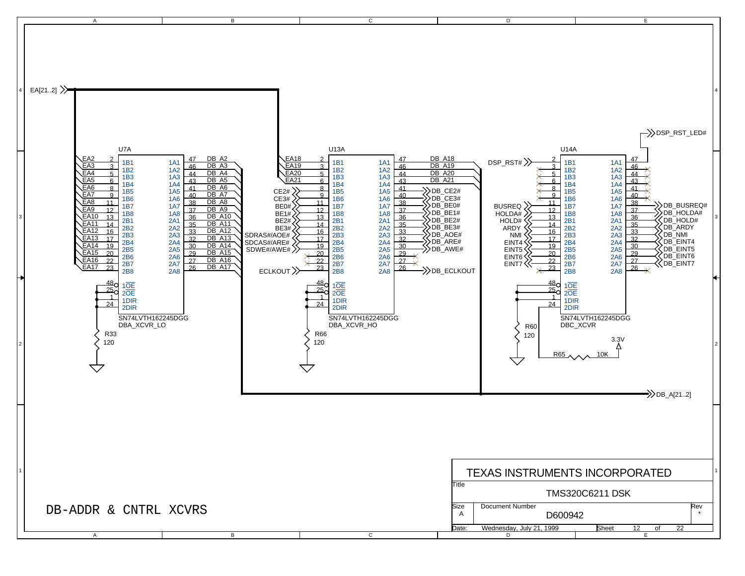# DB-ADDR & CNTRL XCVRS

EA[21..2]

## U7A — SN74LVTH162245DGG (DBA_XCVR_LO)

| Signal | Pin | B Port | A Port | Pin | Signal |
|---|---|---|---|---|---|
| EA2 | 2 | 1B1 | 1A1 | 47 | DB_A2 |
| EA3 | 3 | 1B2 | 1A2 | 46 | DB_A3 |
| EA4 | 5 | 1B3 | 1A3 | 44 | DB_A4 |
| EA5 | 6 | 1B4 | 1A4 | 43 | DB_A5 |
| EA6 | 8 | 1B5 | 1A5 | 41 | DB_A6 |
| EA7 | 9 | 1B6 | 1A6 | 40 | DB_A7 |
| EA8 | 11 | 1B7 | 1A7 | 38 | DB_A8 |
| EA9 | 12 | 1B8 | 1A8 | 37 | DB_A9 |
| EA10 | 13 | 2B1 | 2A1 | 36 | DB_A10 |
| EA11 | 14 | 2B2 | 2A2 | 35 | DB_A11 |
| EA12 | 16 | 2B3 | 2A3 | 33 | DB_A12 |
| EA13 | 17 | 2B4 | 2A4 | 32 | DB_A13 |
| EA14 | 19 | 2B5 | 2A5 | 30 | DB_A14 |
| EA15 | 20 | 2B6 | 2A6 | 29 | DB_A15 |
| EA16 | 22 | 2B7 | 2A7 | 27 | DB_A16 |
| EA17 | 23 | 2B8 | 2A8 | 26 | DB_A17 |

Control: 48 1OE, 25 2OE, 1 1DIR, 24 2DIR — R33 120 to ground

## U13A — SN74LVTH162245DGG (DBA_XCVR_HO)

| Signal | Pin | B Port | A Port | Pin | Signal |
|---|---|---|---|---|---|
| EA18 | 2 | 1B1 | 1A1 | 47 | DB_A18 |
| EA19 | 3 | 1B2 | 1A2 | 46 | DB_A19 |
| EA20 | 5 | 1B3 | 1A3 | 44 | DB_A20 |
| EA21 | 6 | 1B4 | 1A4 | 43 | DB_A21 |
| CE2# | 8 | 1B5 | 1A5 | 41 | DB_CE2# |
| CE3# | 9 | 1B6 | 1A6 | 40 | DB_CE3# |
| BE0# | 11 | 1B7 | 1A7 | 38 | DB_BE0# |
| BE1# | 12 | 1B8 | 1A8 | 37 | DB_BE1# |
| BE2# | 13 | 2B1 | 2A1 | 36 | DB_BE2# |
| BE3# | 14 | 2B2 | 2A2 | 35 | DB_BE3# |
| SDRAS#/AOE# | 16 | 2B3 | 2A3 | 33 | DB_AOE# |
| SDCAS#/ARE# | 17 | 2B4 | 2A4 | 32 | DB_ARE# |
| SDWE#/AWE# | 19 | 2B5 | 2A5 | 30 | DB_AWE# |
| (NC) | 20 | 2B6 | 2A6 | 29 | (NC) |
| (NC) | 22 | 2B7 | 2A7 | 27 | (NC) |
| ECLKOUT | 23 | 2B8 | 2A8 | 26 | DB_ECLKOUT |

Control: 48 1OE, 25 2OE, 1 1DIR, 24 2DIR — R66 120 to ground

## U14A — SN74LVTH162245DGG (DBC_XCVR)

| Signal | Pin | B Port | A Port | Pin | Signal |
|---|---|---|---|---|---|
| DSP_RST# | 2 | 1B1 | 1A1 | 47 | DSP_RST_LED# |
| (NC) | 3 | 1B2 | 1A2 | 46 | (NC) |
| (NC) | 5 | 1B3 | 1A3 | 44 | (NC) |
| (NC) | 6 | 1B4 | 1A4 | 43 | (NC) |
| (NC) | 8 | 1B5 | 1A5 | 41 | (NC) |
| (NC) | 9 | 1B6 | 1A6 | 40 | (NC) |
| BUSREQ | 11 | 1B7 | 1A7 | 38 | DB_BUSREQ# |
| HOLDA# | 12 | 1B8 | 1A8 | 37 | DB_HOLDA# |
| HOLD# | 13 | 2B1 | 2A1 | 36 | DB_HOLD# |
| ARDY | 14 | 2B2 | 2A2 | 35 | DB_ARDY |
| NMI | 16 | 2B3 | 2A3 | 33 | DB_NMI |
| EINT4 | 17 | 2B4 | 2A4 | 32 | DB_EINT4 |
| EINT5 | 19 | 2B5 | 2A5 | 30 | DB_EINT5 |
| EINT6 | 20 | 2B6 | 2A6 | 29 | DB_EINT6 |
| EINT7 | 22 | 2B7 | 2A7 | 27 | DB_EINT7 |
| (NC) | 23 | 2B8 | 2A8 | 26 | (NC) |

Control: 48 1OE, 25 2OE, 1 1DIR, 24 2DIR — R60 120 to ground; R65 10K to 3.3V

DB_A[21..2]

TEXAS INSTRUMENTS INCORPORATED

Title: TMS320C6211 DSK

Size: A | Document Number: D600942 | Rev: *

Date: Wednesday, July 21, 1999 | Sheet 12 of 22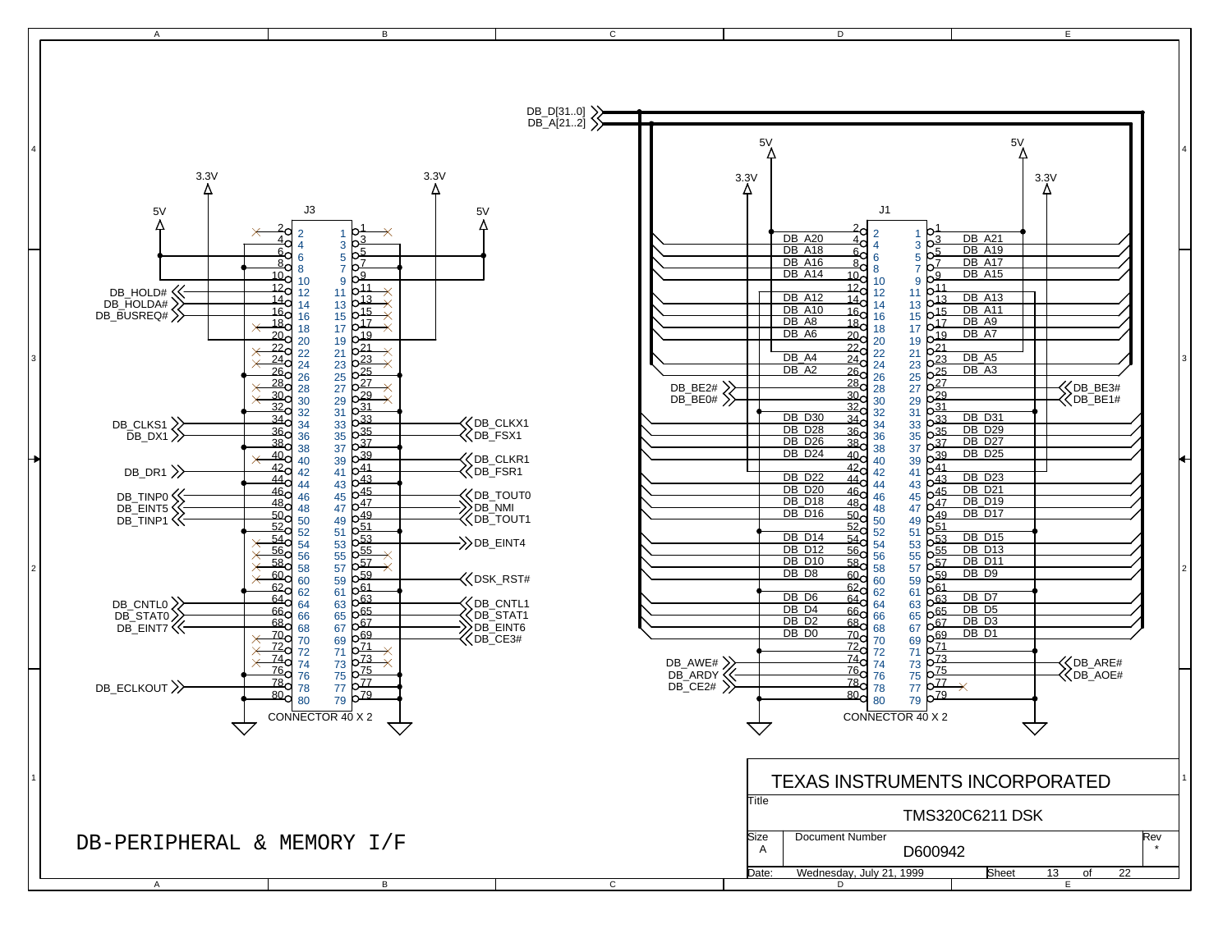# DB-PERIPHERAL & MEMORY I/F

## J3 — CONNECTOR 40 X 2

| Signal | Pin | Pin | Signal |
|---|---|---|---|
| NC | 2 | 1 | NC |
| 5V | 4 | 3 | 5V |
| 5V | 6 | 5 | 5V |
| GND | 8 | 7 | GND |
| 3.3V | 10 | 9 | 3.3V |
| DB_HOLD# | 12 | 11 | NC |
| DB_HOLDA# | 14 | 13 | NC |
| DB_BUSREQ# | 16 | 15 | NC |
| NC | 18 | 17 | NC |
| 3.3V | 20 | 19 | 3.3V |
| NC | 22 | 21 | NC |
| NC | 24 | 23 | NC |
| GND | 26 | 25 | GND |
| NC | 28 | 27 | NC |
| NC | 30 | 29 | NC |
| GND | 32 | 31 | GND |
| DB_CLKS1 | 34 | 33 | DB_CLKX1 |
| DB_DX1 | 36 | 35 | DB_FSX1 |
| GND | 38 | 37 | GND |
| NC | 40 | 39 | DB_CLKR1 |
| DB_DR1 | 42 | 41 | DB_FSR1 |
| GND | 44 | 43 | GND |
| DB_TINP0 | 46 | 45 | DB_TOUT0 |
| DB_EINT5 | 48 | 47 | DB_NMI |
| DB_TINP1 | 50 | 49 | DB_TOUT1 |
| GND | 52 | 51 | GND |
| NC | 54 | 53 | DB_EINT4 |
| NC | 56 | 55 | NC |
| NC | 58 | 57 | NC |
| NC | 60 | 59 | DSK_RST# |
| GND | 62 | 61 | GND |
| DB_CNTL0 | 64 | 63 | DB_CNTL1 |
| DB_STAT0 | 66 | 65 | DB_STAT1 |
| DB_EINT7 | 68 | 67 | DB_EINT6 |
| NC | 70 | 69 | DB_CE3# |
| NC | 72 | 71 | NC |
| NC | 74 | 73 | NC |
| GND | 76 | 75 | GND |
| DB_ECLKOUT | 78 | 77 | GND |
| GND | 80 | 79 | GND |

## J1 — CONNECTOR 40 X 2

DB_D[31..0], DB_A[21..2]

| Signal | Pin | Pin | Signal |
|---|---|---|---|
| 5V | 2 | 1 | 5V |
| DB_A20 | 4 | 3 | DB_A21 |
| DB_A18 | 6 | 5 | DB_A19 |
| DB_A16 | 8 | 7 | DB_A17 |
| DB_A14 | 10 | 9 | DB_A15 |
| 3.3V | 12 | 11 | 3.3V |
| DB_A12 | 14 | 13 | DB_A13 |
| DB_A10 | 16 | 15 | DB_A11 |
| DB_A8 | 18 | 17 | DB_A9 |
| DB_A6 | 20 | 19 | DB_A7 |
| | 22 | 21 | |
| DB_A4 | 24 | 23 | DB_A5 |
| DB_A2 | 26 | 25 | DB_A3 |
| DB_BE2# | 28 | 27 | DB_BE3# |
| DB_BE0# | 30 | 29 | DB_BE1# |
| GND | 32 | 31 | GND |
| DB_D30 | 34 | 33 | DB_D31 |
| DB_D28 | 36 | 35 | DB_D29 |
| DB_D26 | 38 | 37 | DB_D27 |
| DB_D24 | 40 | 39 | DB_D25 |
| 3.3V | 42 | 41 | 3.3V |
| DB_D22 | 44 | 43 | DB_D23 |
| DB_D20 | 46 | 45 | DB_D21 |
| DB_D18 | 48 | 47 | DB_D19 |
| DB_D16 | 50 | 49 | DB_D17 |
| GND | 52 | 51 | GND |
| DB_D14 | 54 | 53 | DB_D15 |
| DB_D12 | 56 | 55 | DB_D13 |
| DB_D10 | 58 | 57 | DB_D11 |
| DB_D8 | 60 | 59 | DB_D9 |
| GND | 62 | 61 | GND |
| DB_D6 | 64 | 63 | DB_D7 |
| DB_D4 | 66 | 65 | DB_D5 |
| DB_D2 | 68 | 67 | DB_D3 |
| DB_D0 | 70 | 69 | DB_D1 |
| GND | 72 | 71 | GND |
| DB_AWE# | 74 | 73 | DB_ARE# |
| DB_ARDY | 76 | 75 | DB_AOE# |
| DB_CE2# | 78 | 77 | NC |
| GND | 80 | 79 | GND |

TEXAS INSTRUMENTS INCORPORATED

Title: TMS320C6211 DSK

Size: A | Document Number: D600942 | Rev: *

Date: Wednesday, July 21, 1999 | Sheet 13 of 22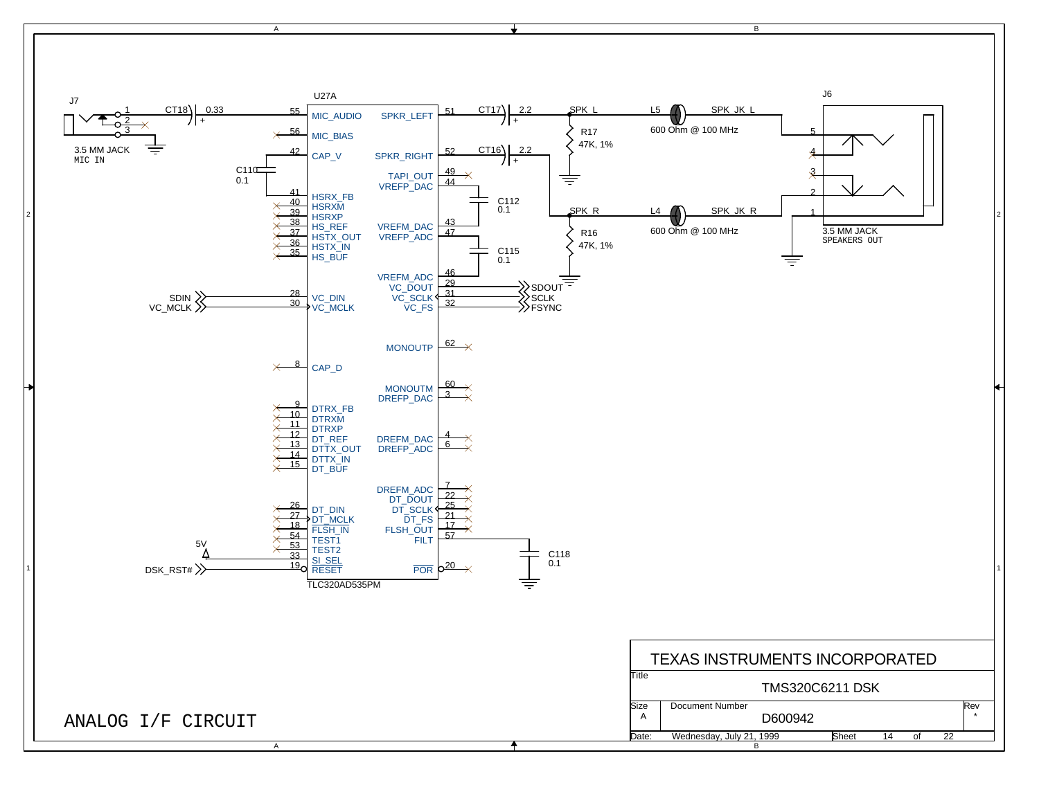# ANALOG I/F CIRCUIT

**U27A** — TLC320AD535PM

| Pin | Name | Connection |
|---|---|---|
| 55 | MIC_AUDIO | CT18 0.33 → J7 (3.5 MM JACK MIC IN) |
| 56 | MIC_BIAS | NC |
| 42 | CAP_V | C110 0.1 |
| 41 | HSRX_FB | |
| 40 | HSRXM | NC |
| 39 | HSRXP | NC |
| 38 | HS_REF | NC |
| 37 | HSTX_OUT | NC |
| 36 | HSTX_IN | NC |
| 35 | HS_BUF | NC |
| 28 | VC_DIN | SDIN |
| 30 | VC_MCLK | VC_MCLK |
| 8 | CAP_D | NC |
| 9 | DTRX_FB | NC |
| 10 | DTRXM | NC |
| 11 | DTRXP | NC |
| 12 | DT_REF | NC |
| 13 | DTTX_OUT | NC |
| 14 | DTTX_IN | NC |
| 15 | DT_BUF | NC |
| 26 | DT_DIN | NC |
| 27 | DT_MCLK | NC |
| 18 | FLSH_IN | NC |
| 54 | TEST1 | NC |
| 53 | TEST2 | NC |
| 33 | SI_SEL | 5V |
| 19 | RESET | DSK_RST# |
| 51 | SPKR_LEFT | CT17 2.2 → SPK_L |
| 52 | SPKR_RIGHT | CT16 2.2 → SPK_R |
| 49 | TAPI_OUT | NC |
| 44 | VREFP_DAC | C112 0.1 |
| 43 | VREFM_DAC | C112 0.1 |
| 47 | VREFP_ADC | C115 0.1 |
| 46 | VREFM_ADC | C115 0.1 |
| 29 | VC_DOUT | SDOUT |
| 31 | VC_SCLK | SCLK |
| 32 | VC_FS | FSYNC |
| 62 | MONOUTP | NC |
| 60 | MONOUTM | NC |
| 3 | DREFP_DAC | NC |
| 4 | DREFM_DAC | NC |
| 6 | DREFP_ADC | NC |
| 7 | DREFM_ADC | NC |
| 22 | DT_DOUT | NC |
| 25 | DT_SCLK | NC |
| 21 | DT_FS | NC |
| 17 | FLSH_OUT | NC |
| 57 | FILT | C118 0.1 |
| 20 | POR | NC |

- SPK_L: R17 47K, 1% to ground; L5 600 Ohm @ 100 MHz → SPK_JK_L → J6 pin 5
- SPK_R: R16 47K, 1% to ground; L4 600 Ohm @ 100 MHz → SPK_JK_R → J6 pin 1
- J6: 3.5 MM JACK SPEAKERS OUT (pins 1–5)
- J7: 3.5 MM JACK MIC IN (pins 1–3)

| | |
|---|---|
| TEXAS INSTRUMENTS INCORPORATED | |
| Title | TMS320C6211 DSK |
| Size | A |
| Document Number | D600942 |
| Rev | * |
| Date: | Wednesday, July 21, 1999 |
| Sheet | 14 of 22 |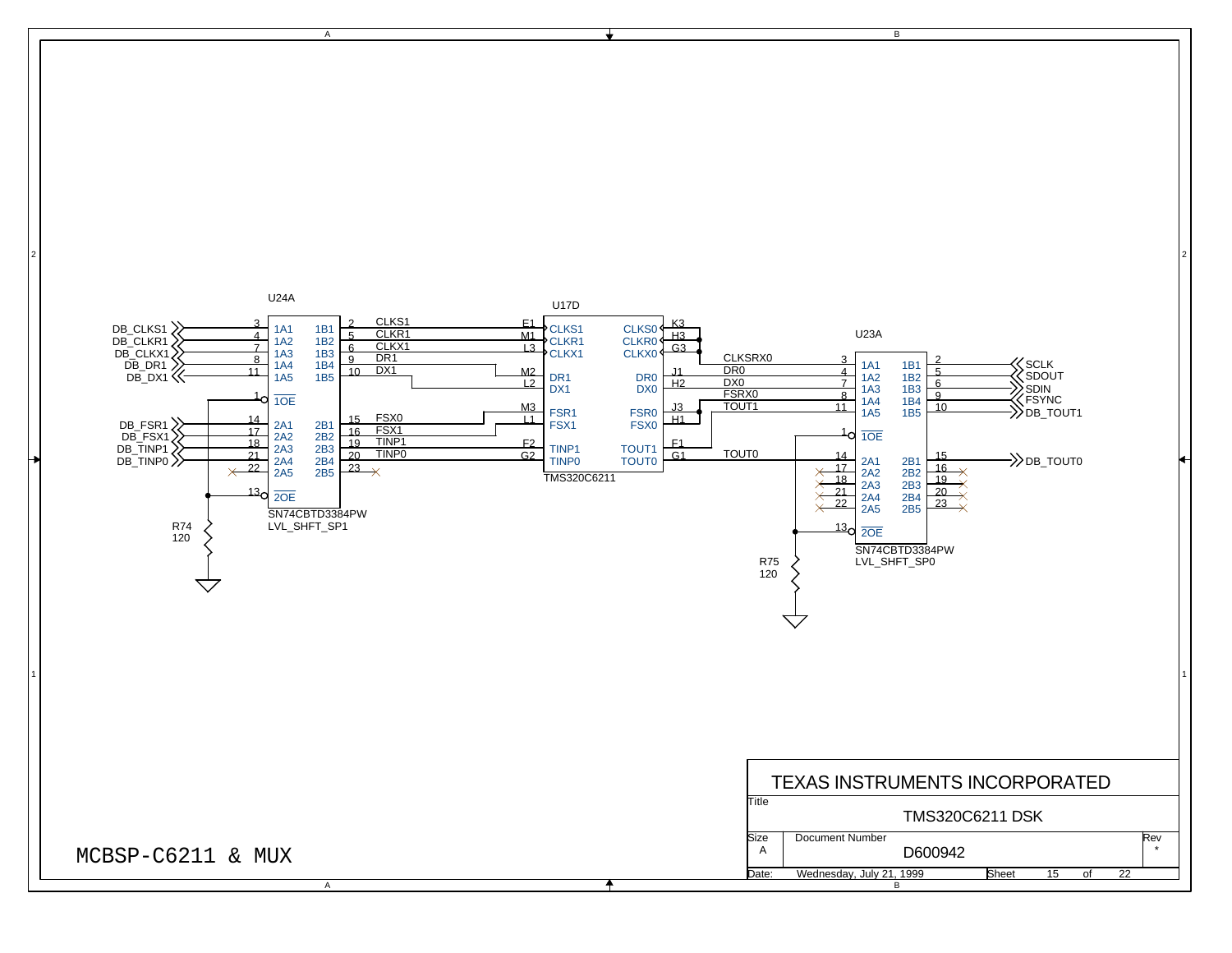# MCBSP-C6211 & MUX

U24A — SN74CBTD3384PW — LVL_SHFT_SP1

| Signal | Pin | Port | Port | Pin | Net |
|---|---|---|---|---|---|
| DB_CLKS1 | 3 | 1A1 | 1B1 | 2 | CLKS1 |
| DB_CLKR1 | 4 | 1A2 | 1B2 | 5 | CLKR1 |
| DB_CLKX1 | 7 | 1A3 | 1B3 | 6 | CLKX1 |
| DB_DR1 | 8 | 1A4 | 1B4 | 9 | DR1 |
| DB_DX1 | 11 | 1A5 | 1B5 | 10 | DX1 |
| | 1 | 1OE | | | |
| DB_FSR1 | 14 | 2A1 | 2B1 | 15 | FSX0 |
| DB_FSX1 | 17 | 2A2 | 2B2 | 16 | FSX1 |
| DB_TINP1 | 18 | 2A3 | 2B3 | 19 | TINP1 |
| DB_TINP0 | 21 | 2A4 | 2B4 | 20 | TINP0 |
| | 22 | 2A5 | 2B5 | 23 | |
| | 13 | 2OE | | | |

R74 120

U17D — TMS320C6211

| Pin | Signal | Signal | Pin |
|---|---|---|---|
| E1 | CLKS1 | CLKS0 | K3 |
| M1 | CLKR1 | CLKR0 | H3 |
| L3 | CLKX1 | CLKX0 | G3 |
| M2 | DR1 | DR0 | J1 |
| L2 | DX1 | DX0 | H2 |
| M3 | FSR1 | FSR0 | J3 |
| L1 | FSX1 | FSX0 | H1 |
| F2 | TINP1 | TOUT1 | F1 |
| G2 | TINP0 | TOUT0 | G1 |

U23A — SN74CBTD3384PW — LVL_SHFT_SP0

| Net | Pin | Port | Port | Pin | Signal |
|---|---|---|---|---|---|
| CLKSRX0 | 3 | 1A1 | 1B1 | 2 | SCLK |
| DR0 | 4 | 1A2 | 1B2 | 5 | SDOUT |
| DX0 | 7 | 1A3 | 1B3 | 6 | SDIN |
| FSRX0 | 8 | 1A4 | 1B4 | 9 | FSYNC |
| TOUT1 | 11 | 1A5 | 1B5 | 10 | DB_TOUT1 |
| | 1 | 1OE | | | |
| TOUT0 | 14 | 2A1 | 2B1 | 15 | DB_TOUT0 |
| | 17 | 2A2 | 2B2 | 16 | |
| | 18 | 2A3 | 2B3 | 19 | |
| | 21 | 2A4 | 2B4 | 20 | |
| | 22 | 2A5 | 2B5 | 23 | |
| | 13 | 2OE | | | |

R75 120

TEXAS INSTRUMENTS INCORPORATED

| Title | TMS320C6211 DSK | |
|---|---|---|
| Size: A | Document Number: D600942 | Rev: * |
| Date: Wednesday, July 21, 1999 | Sheet 15 of 22 | |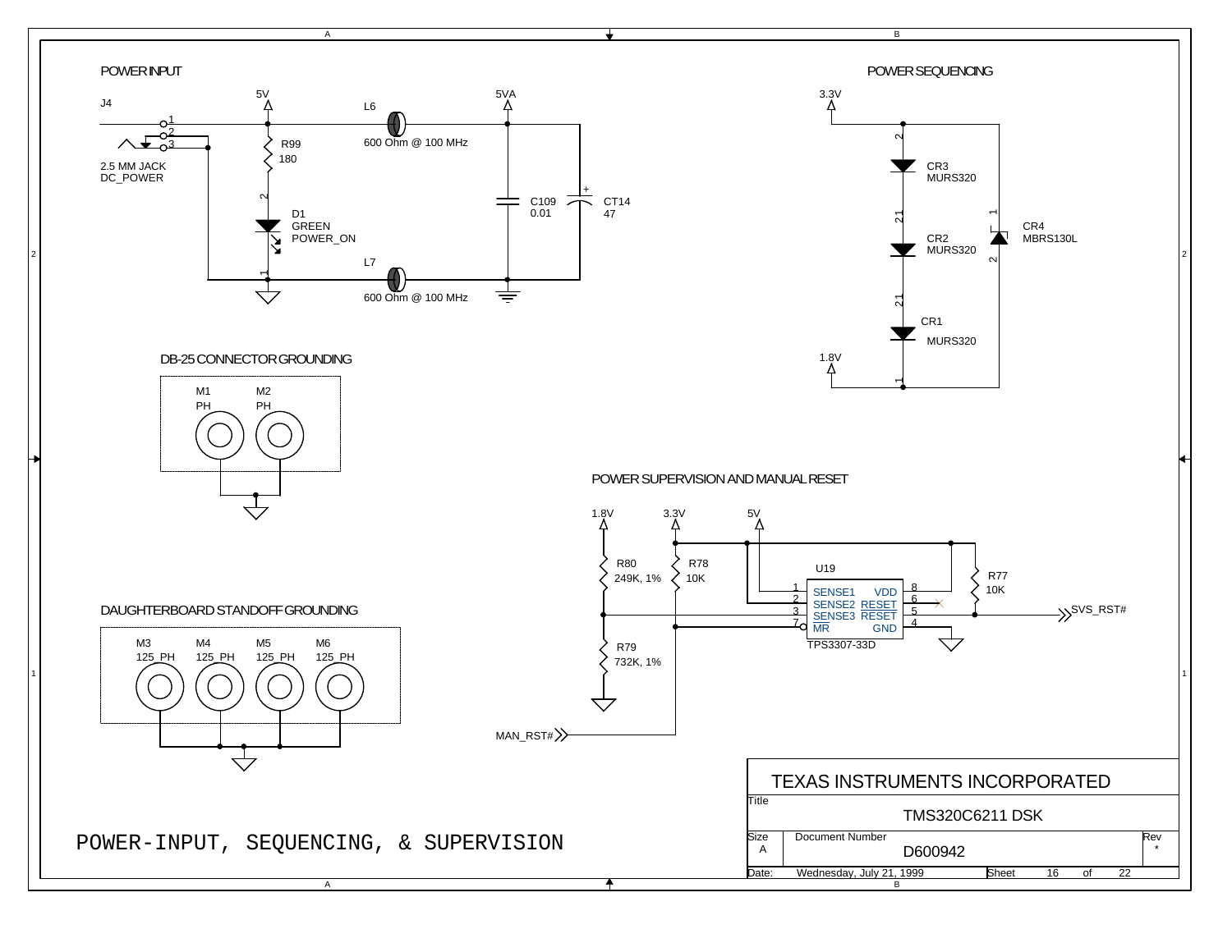## POWER INPUT

J4

1
2
3

2.5 MM JACK
DC_POWER

5V

R99
180

D1
GREEN
POWER_ON

L6
600 Ohm @ 100 MHz

L7
600 Ohm @ 100 MHz

5VA

C109
0.01

CT14
47

## POWER SEQUENCING

3.3V

CR3
MURS320

CR2
MURS320

CR1
MURS320

CR4
MBRS130L

1.8V

## DB-25 CONNECTOR GROUNDING

M1 PH

M2 PH

## DAUGHTERBOARD STANDOFF GROUNDING

M3 125_PH

M4 125_PH

M5 125_PH

M6 125_PH

## POWER SUPERVISION AND MANUAL RESET

1.8V

3.3V

5V

R80
249K, 1%

R79
732K, 1%

R78
10K

R77
10K

U19

| Pin | Name | Name | Pin |
|---|---|---|---|
| 1 | SENSE1 | VDD | 8 |
| 2 | SENSE2 | RESET | 6 |
| 3 | SENSE3 | RESET | 5 |
| 7 | MR | GND | 4 |

TPS3307-33D

SVS_RST#

MAN_RST#

# POWER-INPUT, SEQUENCING, & SUPERVISION

| TEXAS INSTRUMENTS INCORPORATED | | |
|---|---|---|
| Title | TMS320C6211 DSK | |
| Size A | Document Number D600942 | Rev * |
| Date: Wednesday, July 21, 1999 | Sheet 16 of 22 | |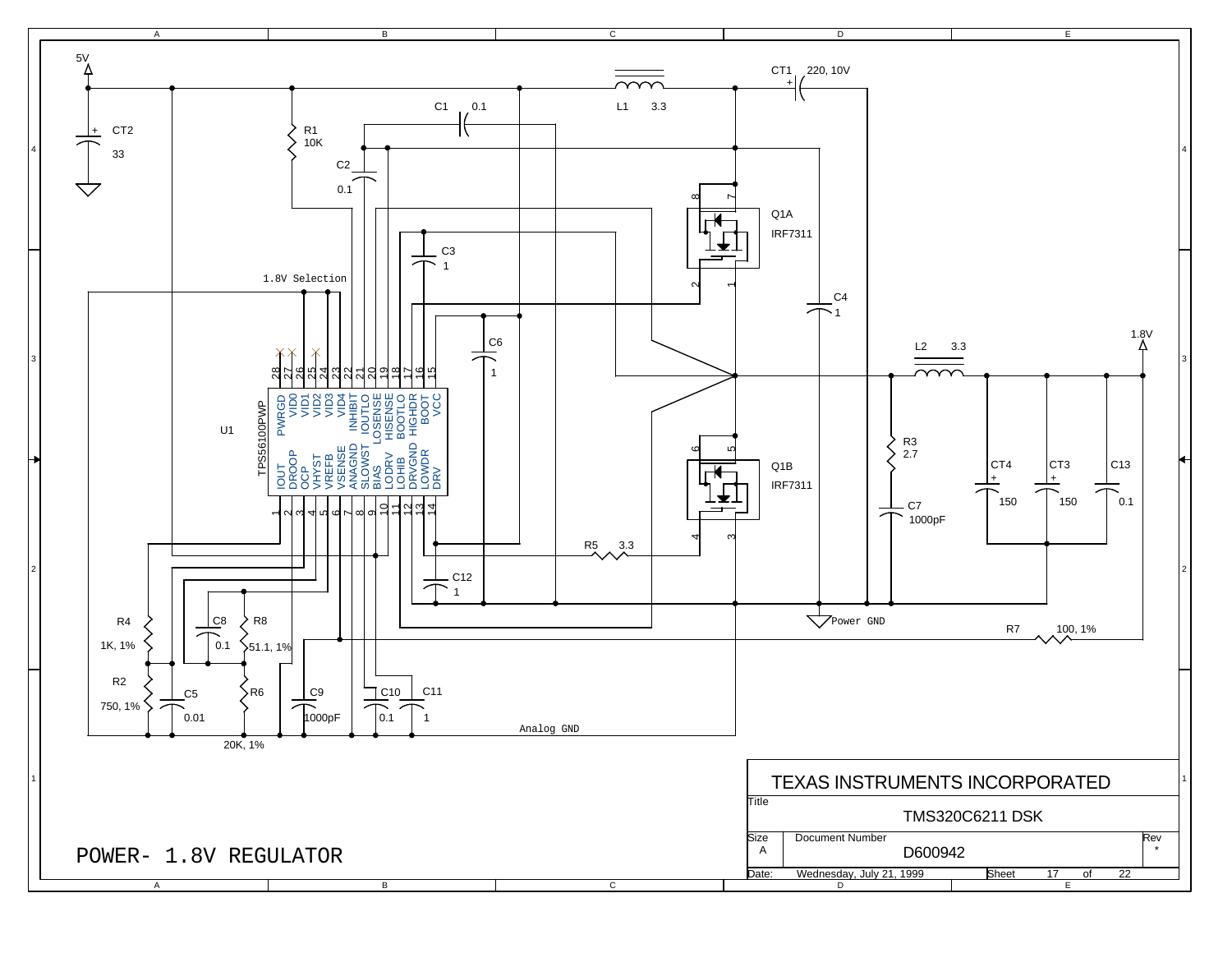# POWER- 1.8V REGULATOR

5V

CT2 33

R1 10K

C1 0.1

C2 0.1

L1 3.3

CT1 220, 10V

C3 1

1.8V Selection

C4 1

C6 1

Q1A IRF7311

Q1B IRF7311

U1 TPS56100PWP

| Pin | Name | Pin | Name |
|---|---|---|---|
| 1 | IOUT | 28 | PWRGD |
| 2 | DROOP | 27 | VID0 |
| 3 | OCP | 26 | VID1 |
| 4 | VHYST | 25 | VID2 |
| 5 | VREFB | 24 | VID3 |
| 6 | VSENSE | 23 | VID4 |
| 7 | ANAGND | 22 | INHIBIT |
| 8 | SLOWST | 21 | IOUTLO |
| 9 | BIAS | 20 | LOSENSE |
| 10 | LODRV | 19 | HISENSE |
| 11 | LOHIB | 18 | BOOTLO |
| 12 | DRVGND | 17 | HIGHDR |
| 13 | LOWDR | 16 | BOOT |
| 14 | DRV | 15 | VCC |

L2 3.3

1.8V

R3 2.7

C7 1000pF

CT4 150

CT3 150

C13 0.1

R5 3.3

C12 1

Power GND

R7 100, 1%

R4 1K, 1%

C8 0.1

R8 51.1, 1%

R2 750, 1%

C5 0.01

R6 20K, 1%

C9 1000pF

C10 0.1

C11 1

Analog GND

TEXAS INSTRUMENTS INCORPORATED

Title: TMS320C6211 DSK

Size: A

Document Number: D600942

Rev: *

Date: Wednesday, July 21, 1999

Sheet 17 of 22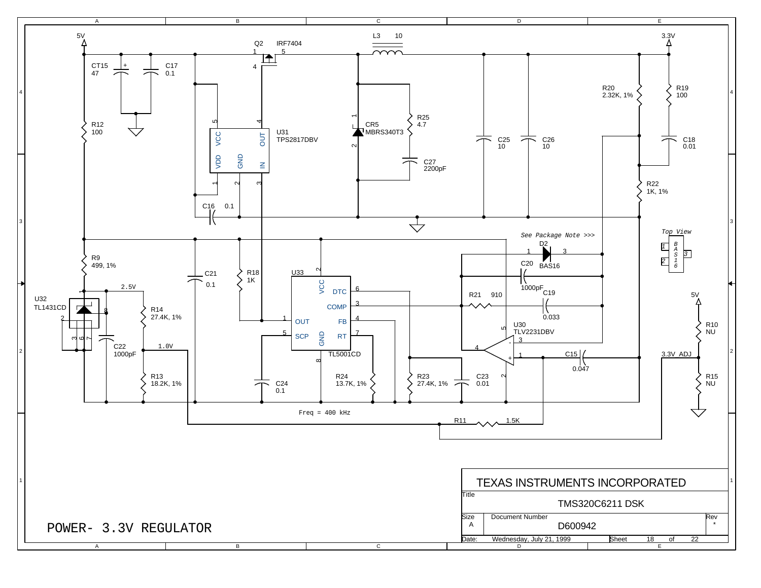# POWER- 3.3V REGULATOR

5V

Q2 IRF7404

L3 10

3.3V

CT15 47

C17 0.1

U31 TPS2817DBV

VCC OUT VDD GND IN

CR5 MBRS340T3

R25 4.7

C27 2200pF

C25 10

C26 10

R20 2.32K, 1%

R19 100

C18 0.01

R22 1K, 1%

R12 100

C16 0.1

See Package Note >>>

D2 BAS16

Top View

R9 499, 1%

C21 0.1

R18 1K

U33 TL5001CD

VCC DTC COMP OUT FB SCP RT GND

C20 1000pF

R21 910

C19 0.033

U30 TLV2231DBV

C15 0.047

U32 TL1431CD

2.5V

R14 27.4K, 1%

C22 1000pF

1.0V

R13 18.2K, 1%

C24 0.1

R24 13.7K, 1%

R23 27.4K, 1%

C23 0.01

Freq = 400 kHz

R11 1.5K

5V

R10 NU

3.3V ADJ

R15 NU

TEXAS INSTRUMENTS INCORPORATED

Title: TMS320C6211 DSK

Size: A

Document Number: D600942

Rev: *

Date: Wednesday, July 21, 1999

Sheet 18 of 22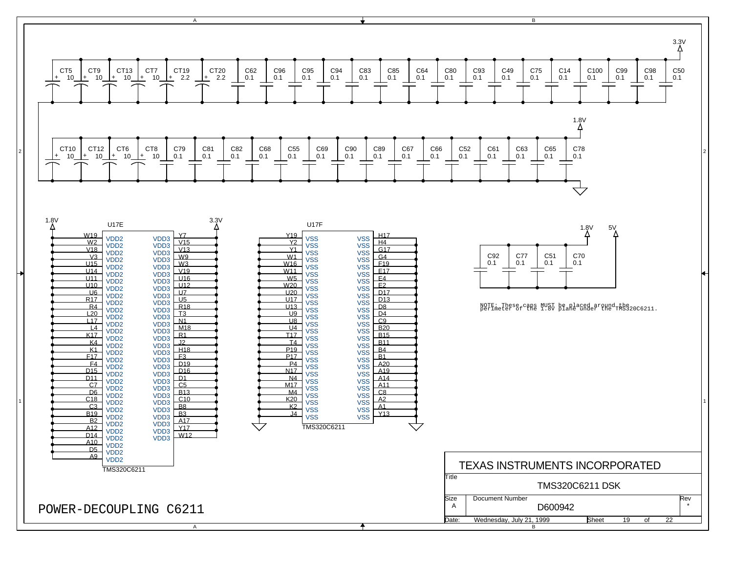# POWER-DECOUPLING C6211

**3.3V decoupling capacitors:**

| Ref | Value |
|---|---|
| CT5 | 10 |
| CT9 | 10 |
| CT13 | 10 |
| CT7 | 10 |
| CT19 | 2.2 |
| CT20 | 2.2 |
| C62 | 0.1 |
| C96 | 0.1 |
| C95 | 0.1 |
| C94 | 0.1 |
| C83 | 0.1 |
| C85 | 0.1 |
| C64 | 0.1 |
| C80 | 0.1 |
| C93 | 0.1 |
| C49 | 0.1 |
| C75 | 0.1 |
| C14 | 0.1 |
| C100 | 0.1 |
| C99 | 0.1 |
| C98 | 0.1 |
| C50 | 0.1 |

**1.8V decoupling capacitors:**

| Ref | Value |
|---|---|
| CT10 | 10 |
| CT12 | 10 |
| CT6 | 10 |
| CT8 | 10 |
| C79 | 0.1 |
| C81 | 0.1 |
| C82 | 0.1 |
| C68 | 0.1 |
| C55 | 0.1 |
| C69 | 0.1 |
| C90 | 0.1 |
| C89 | 0.1 |
| C67 | 0.1 |
| C66 | 0.1 |
| C52 | 0.1 |
| C61 | 0.1 |
| C63 | 0.1 |
| C65 | 0.1 |
| C78 | 0.1 |

**U17E (TMS320C6211) power pins**

VDD2 (1.8V): W19, W2, V18, V3, U15, U14, U11, U10, U6, R17, R4, L20, L17, L4, K17, K4, K1, F17, F4, D15, D11, C7, D6, C18, C3, B19, B2, A12, D14, A10, D5, A9

VDD3 (3.3V): Y7, V15, V13, W9, W3, V19, U16, U12, U7, U5, R18, T3, N1, M18, R1, J2, H18, F3, D19, D16, D1, C5, B13, C10, B8, B3, A17, Y17, W12

**U17F (TMS320C6211) ground pins**

VSS: Y19, Y2, Y1, W1, W16, W11, W5, W20, U20, U17, U13, U9, U8, U4, T17, T4, P19, P17, P4, N17, N4, M17, M4, K20, K2, J4

VSS: H17, H4, G17, G4, F19, E17, E4, E2, D17, D13, D8, D4, C9, B20, B15, B11, B4, B1, A20, A19, A14, A11, C8, A2, A1, Y13

**1.8V / 5V capacitors:**

| Ref | Value |
|---|---|
| C92 | 0.1 |
| C77 | 0.1 |
| C51 | 0.1 |
| C70 | 0.1 |

NOTE: These caps MUST be placed around the perimeter of the 1.8V plane under the TMS320C6211.

| | |
|---|---|
| TEXAS INSTRUMENTS INCORPORATED | |
| Title | TMS320C6211 DSK |
| Size | A |
| Document Number | D600942 |
| Rev | * |
| Date: | Wednesday, July 21, 1999 |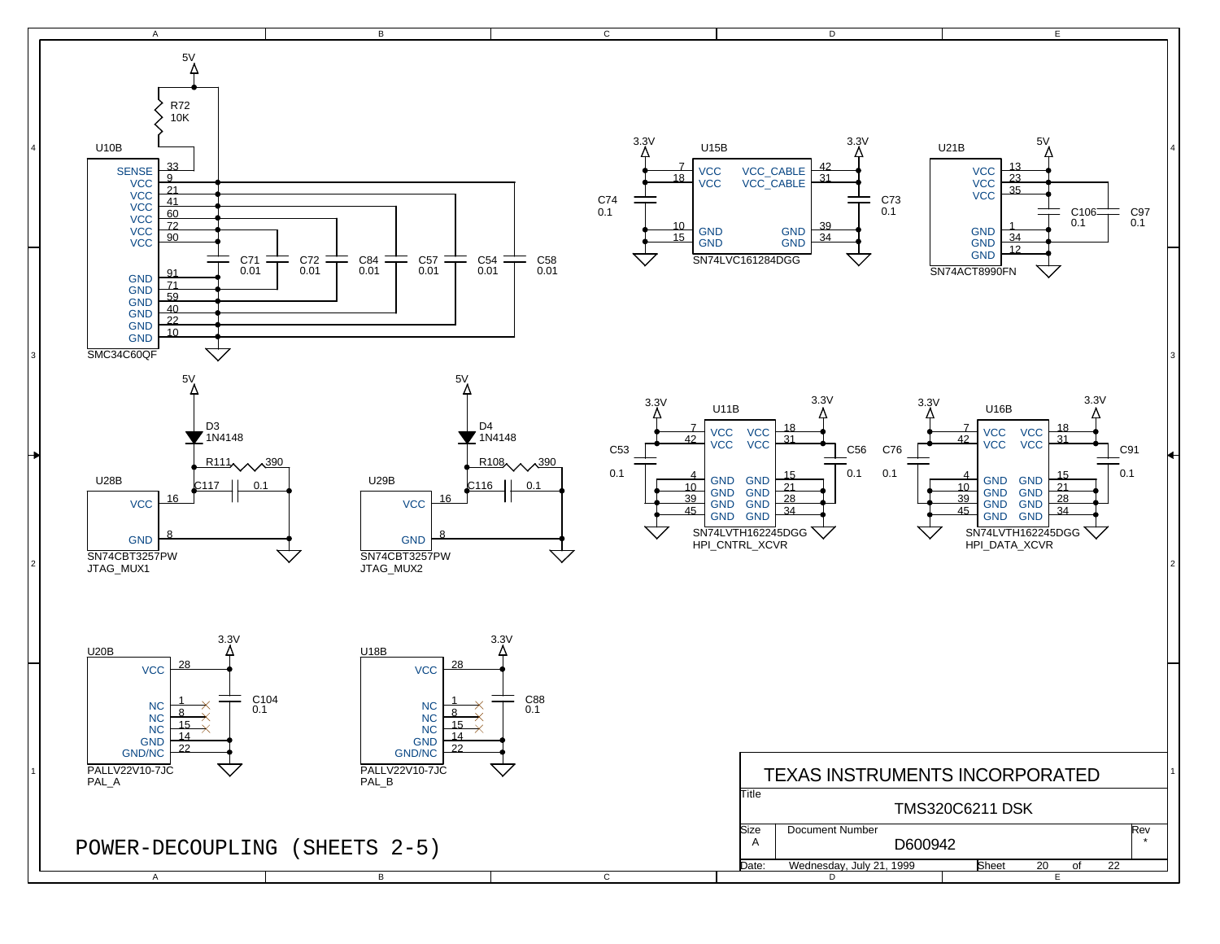# POWER-DECOUPLING (SHEETS 2-5)

**U10B** — SMC34C60QF

| Pin | Name |
| --- | --- |
| 33 | SENSE |
| 9 | VCC |
| 21 | VCC |
| 41 | VCC |
| 60 | VCC |
| 72 | VCC |
| 90 | VCC |
| 91 | GND |
| 71 | GND |
| 59 | GND |
| 40 | GND |
| 22 | GND |
| 10 | GND |

5V, R72 10K; C71 0.01, C72 0.01, C84 0.01, C57 0.01, C54 0.01, C58 0.01

**U15B** — SN74LVC161284DGG

| Pin | Name | Name | Pin |
| --- | --- | --- | --- |
| 7 | VCC | VCC_CABLE | 42 |
| 18 | VCC | VCC_CABLE | 31 |
| 10 | GND | GND | 39 |
| 15 | GND | GND | 34 |

3.3V, C74 0.1, C73 0.1

**U21B** — SN74ACT8990FN

| Pin | Name |
| --- | --- |
| 13 | VCC |
| 23 | VCC |
| 35 | VCC |
| 1 | GND |
| 34 | GND |
| 12 | GND |

5V, C106 0.1, C97 0.1

**U28B** — SN74CBT3257PW, JTAG_MUX1

| Pin | Name |
| --- | --- |
| 16 | VCC |
| 8 | GND |

5V, D3 1N4148, R111 390, C117 0.1

**U29B** — SN74CBT3257PW, JTAG_MUX2

| Pin | Name |
| --- | --- |
| 16 | VCC |
| 8 | GND |

5V, D4 1N4148, R108 390, C116 0.1

**U11B** — SN74LVTH162245DGG, HPI_CNTRL_XCVR

| Pin | Name | Name | Pin |
| --- | --- | --- | --- |
| 7 | VCC | VCC | 18 |
| 42 | VCC | VCC | 31 |
| 4 | GND | GND | 15 |
| 10 | GND | GND | 21 |
| 39 | GND | GND | 28 |
| 45 | GND | GND | 34 |

3.3V, C53 0.1, C56 0.1

**U16B** — SN74LVTH162245DGG, HPI_DATA_XCVR

| Pin | Name | Name | Pin |
| --- | --- | --- | --- |
| 7 | VCC | VCC | 18 |
| 42 | VCC | VCC | 31 |
| 4 | GND | GND | 15 |
| 10 | GND | GND | 21 |
| 39 | GND | GND | 28 |
| 45 | GND | GND | 34 |

3.3V, C76 0.1, C91 0.1

**U20B** — PALLV22V10-7JC, PAL_A

| Pin | Name |
| --- | --- |
| 28 | VCC |
| 1 | NC |
| 8 | NC |
| 15 | NC |
| 14 | GND |
| 22 | GND/NC |

3.3V, C104 0.1

**U18B** — PALLV22V10-7JC, PAL_B

| Pin | Name |
| --- | --- |
| 28 | VCC |
| 1 | NC |
| 8 | NC |
| 15 | NC |
| 14 | GND |
| 22 | GND/NC |

3.3V, C88 0.1

| TEXAS INSTRUMENTS INCORPORATED | | |
| --- | --- | --- |
| Title | TMS320C6211 DSK | |
| Size: A | Document Number: D600942 | Rev: * |
| Date: Wednesday, July 21, 1999 | Sheet 20 of 22 | |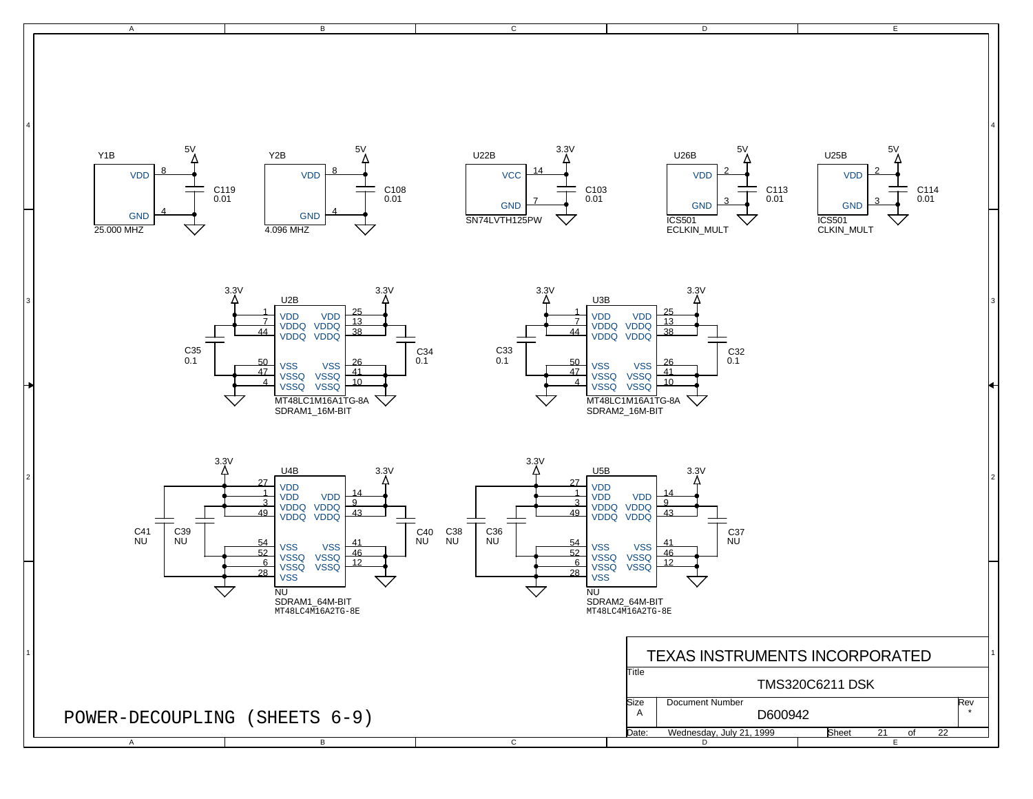# POWER-DECOUPLING (SHEETS 6-9)

## Clock and buffer decoupling

| Reference | Part / Label | Supply | Supply pin | GND pin | Capacitor | Value |
|---|---|---|---|---|---|---|
| Y1B | 25.000 MHZ | 5V | VDD 8 | GND 4 | C119 | 0.01 |
| Y2B | 4.096 MHZ | 5V | VDD 8 | GND 4 | C108 | 0.01 |
| U22B | SN74LVTH125PW | 3.3V | VCC 14 | GND 7 | C103 | 0.01 |
| U26B | ICS501 ECLKIN_MULT | 5V | VDD 2 | GND 3 | C113 | 0.01 |
| U25B | ICS501 CLKIN_MULT | 5V | VDD 2 | GND 3 | C114 | 0.01 |

## 16M-bit SDRAM decoupling

| Reference | Part / Label | Supply | Supply pins | Ground pins | Capacitors |
|---|---|---|---|---|---|
| U2B | MT48LC1M16A1TG-8A, SDRAM1_16M-BIT | 3.3V | VDD 1, VDDQ 7, VDDQ 44; VDD 25, VDDQ 13, VDDQ 38 | VSS 50, VSSQ 47, VSSQ 4; VSS 26, VSSQ 41, VSSQ 10 | C35 0.1, C34 0.1 |
| U3B | MT48LC1M16A1TG-8A, SDRAM2_16M-BIT | 3.3V | VDD 1, VDDQ 7, VDDQ 44; VDD 25, VDDQ 13, VDDQ 38 | VSS 50, VSSQ 47, VSSQ 4; VSS 26, VSSQ 41, VSSQ 10 | C33 0.1, C32 0.1 |

## 64M-bit SDRAM decoupling

| Reference | Part / Label | Supply | Supply pins | Ground pins | Capacitors |
|---|---|---|---|---|---|
| U4B (NU) | SDRAM1_64M-BIT, MT48LC4M16A2TG-8E | 3.3V | VDD 27, VDD 1, VDDQ 3, VDDQ 49; VDD 14, VDDQ 9, VDDQ 43 | VSS 54, VSSQ 52, VSSQ 6, VSS 28; VSS 41, VSSQ 46, VSSQ 12 | C41 NU, C39 NU, C40 NU |
| U5B (NU) | SDRAM2_64M-BIT, MT48LC4M16A2TG-8E | 3.3V | VDD 27, VDD 1, VDDQ 3, VDDQ 49; VDD 14, VDDQ 9, VDDQ 43 | VSS 54, VSSQ 52, VSSQ 6, VSS 28; VSS 41, VSSQ 46, VSSQ 12 | C38 NU, C36 NU, C37 NU |

| | |
|---|---|
| Company | TEXAS INSTRUMENTS INCORPORATED |
| Title | TMS320C6211 DSK |
| Size | A |
| Document Number | D600942 |
| Rev | * |
| Date | Wednesday, July 21, 1999 |
| Sheet | 21 of 22 |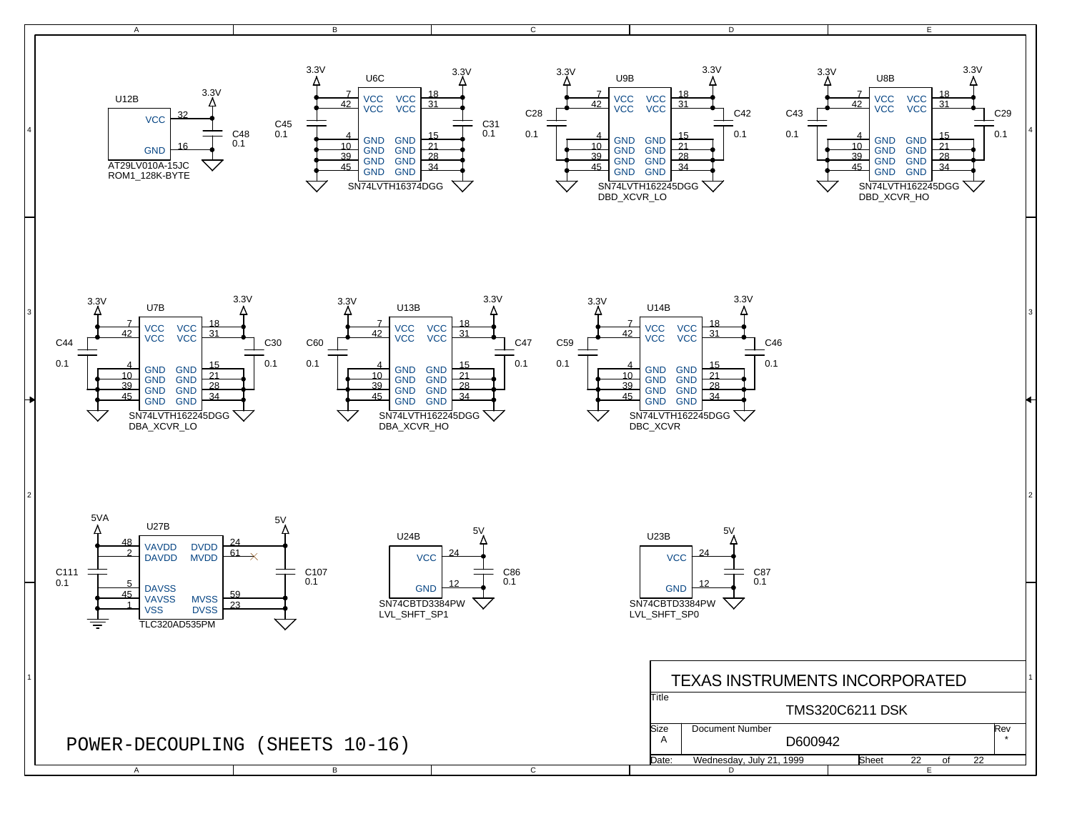# POWER-DECOUPLING (SHEETS 10-16)

U12B
AT29LV010A-15JC
ROM1_128K-BYTE
VCC 32
GND 16
3.3V
C48
0.1

U6C
SN74LVTH16374DGG
3.3V
3.3V
C45
0.1
C31
0.1

U9B
SN74LVTH162245DGG
DBD_XCVR_LO
3.3V
3.3V
C28
0.1
C42
0.1

U8B
SN74LVTH162245DGG
DBD_XCVR_HO
3.3V
3.3V
C43
0.1
C29
0.1

U7B
SN74LVTH162245DGG
DBA_XCVR_LO
3.3V
3.3V
C44
0.1
C30
0.1

U13B
SN74LVTH162245DGG
DBA_XCVR_HO
3.3V
3.3V
C60
0.1
C47
0.1

U14B
SN74LVTH162245DGG
DBC_XCVR
3.3V
3.3V
C59
0.1
C46
0.1

Pins (U6C, U9B, U8B, U7B, U13B, U14B): VCC 7, 42, 18, 31; GND 4, 10, 39, 45, 15, 21, 28, 34

U27B
TLC320AD535PM
5VA
5V
VAVDD 48
DAVDD 2
DAVSS 5
VAVSS 45
VSS 1
DVDD 24
MVDD 61
MVSS 59
DVSS 23
C111
0.1
C107
0.1

U24B
SN74CBTD3384PW
LVL_SHFT_SP1
5V
VCC 24
GND 12
C86
0.1

U23B
SN74CBTD3384PW
LVL_SHFT_SP0
5V
VCC 24
GND 12
C87
0.1

TEXAS INSTRUMENTS INCORPORATED

| | | |
|---|---|---|
| Title | TMS320C6211 DSK | |
| Size A | Document Number D600942 | Rev * |
| Date: Wednesday, July 21, 1999 | Sheet 22 of 22 | |